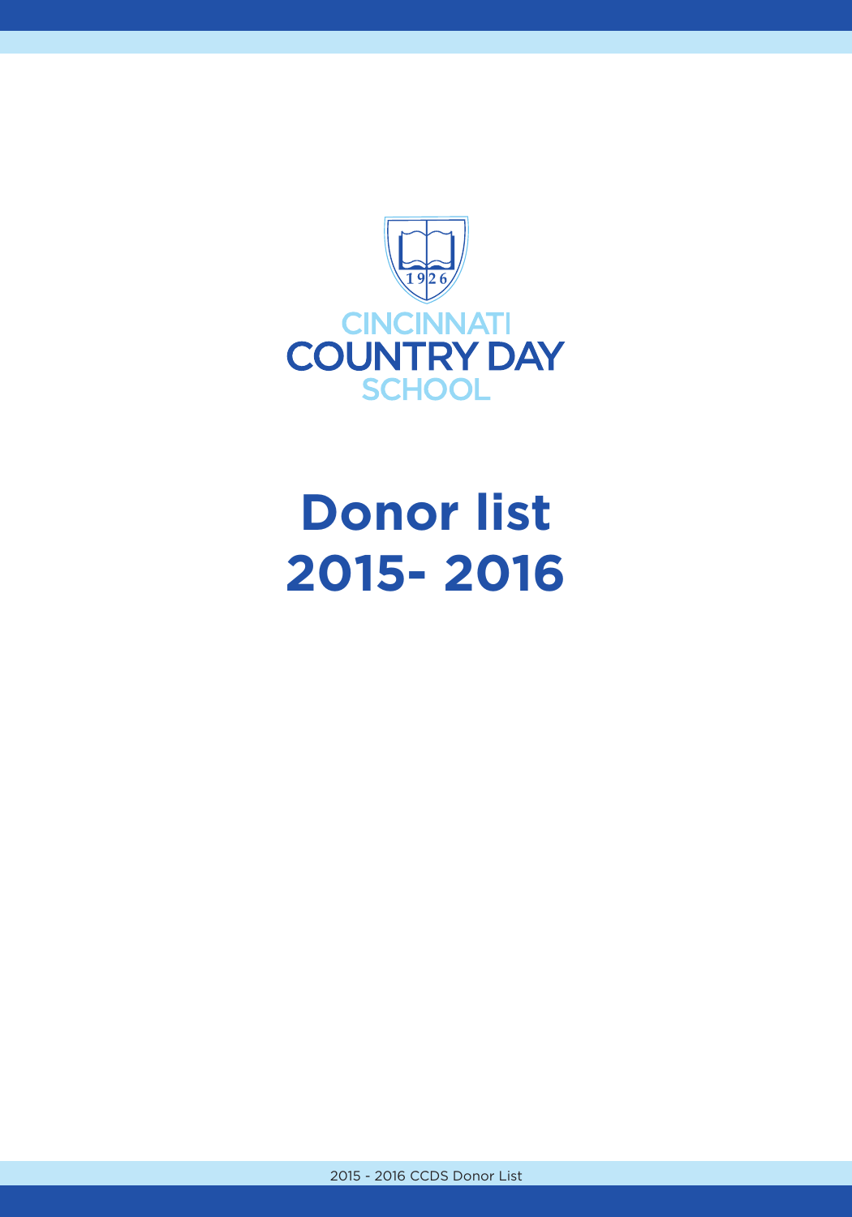CINCINNATI COUNTRY DAY SCHOOL

# Donor list 2015- 2016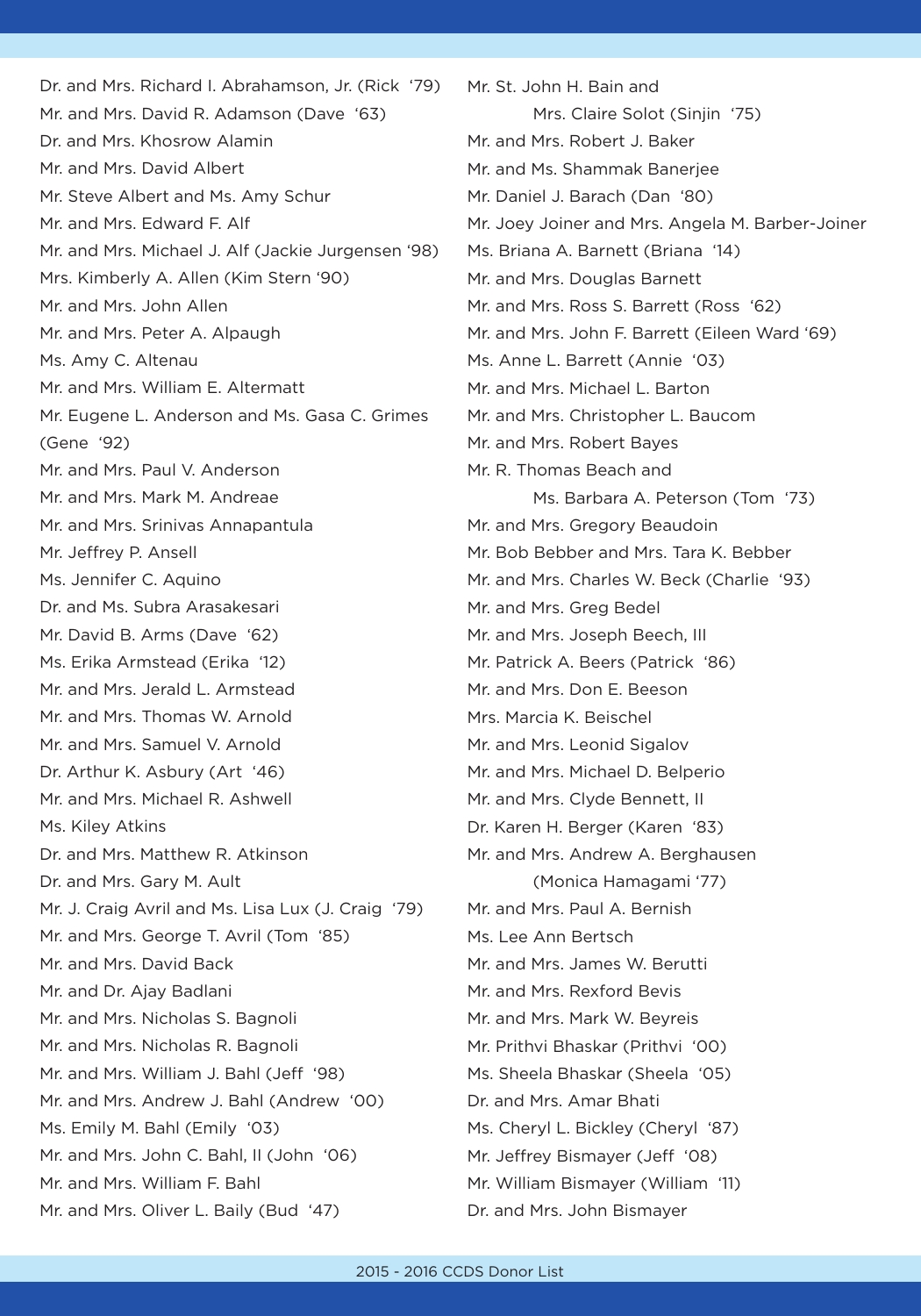Dr. and Mrs. Richard I. Abrahamson, Jr. (Rick '79)
Mr. and Mrs. David R. Adamson (Dave '63)
Dr. and Mrs. Khosrow Alamin
Mr. and Mrs. David Albert
Mr. Steve Albert and Ms. Amy Schur
Mr. and Mrs. Edward F. Alf
Mr. and Mrs. Michael J. Alf (Jackie Jurgensen '98)
Mrs. Kimberly A. Allen (Kim Stern '90)
Mr. and Mrs. John Allen
Mr. and Mrs. Peter A. Alpaugh
Ms. Amy C. Altenau
Mr. and Mrs. William E. Altermatt
Mr. Eugene L. Anderson and Ms. Gasa C. Grimes (Gene '92)
Mr. and Mrs. Paul V. Anderson
Mr. and Mrs. Mark M. Andreae
Mr. and Mrs. Srinivas Annapantula
Mr. Jeffrey P. Ansell
Ms. Jennifer C. Aquino
Dr. and Ms. Subra Arasakesari
Mr. David B. Arms (Dave '62)
Ms. Erika Armstead (Erika '12)
Mr. and Mrs. Jerald L. Armstead
Mr. and Mrs. Thomas W. Arnold
Mr. and Mrs. Samuel V. Arnold
Dr. Arthur K. Asbury (Art '46)
Mr. and Mrs. Michael R. Ashwell
Ms. Kiley Atkins
Dr. and Mrs. Matthew R. Atkinson
Dr. and Mrs. Gary M. Ault
Mr. J. Craig Avril and Ms. Lisa Lux (J. Craig '79)
Mr. and Mrs. George T. Avril (Tom '85)
Mr. and Mrs. David Back
Mr. and Dr. Ajay Badlani
Mr. and Mrs. Nicholas S. Bagnoli
Mr. and Mrs. Nicholas R. Bagnoli
Mr. and Mrs. William J. Bahl (Jeff '98)
Mr. and Mrs. Andrew J. Bahl (Andrew '00)
Ms. Emily M. Bahl (Emily '03)
Mr. and Mrs. John C. Bahl, II (John '06)
Mr. and Mrs. William F. Bahl
Mr. and Mrs. Oliver L. Baily (Bud '47)
Mr. St. John H. Bain and Mrs. Claire Solot (Sinjin '75)
Mr. and Mrs. Robert J. Baker
Mr. and Ms. Shammak Banerjee
Mr. Daniel J. Barach (Dan '80)
Mr. Joey Joiner and Mrs. Angela M. Barber-Joiner
Ms. Briana A. Barnett (Briana '14)
Mr. and Mrs. Douglas Barnett
Mr. and Mrs. Ross S. Barrett (Ross '62)
Mr. and Mrs. John F. Barrett (Eileen Ward '69)
Ms. Anne L. Barrett (Annie '03)
Mr. and Mrs. Michael L. Barton
Mr. and Mrs. Christopher L. Baucom
Mr. and Mrs. Robert Bayes
Mr. R. Thomas Beach and Ms. Barbara A. Peterson (Tom '73)
Mr. and Mrs. Gregory Beaudoin
Mr. Bob Bebber and Mrs. Tara K. Bebber
Mr. and Mrs. Charles W. Beck (Charlie '93)
Mr. and Mrs. Greg Bedel
Mr. and Mrs. Joseph Beech, III
Mr. Patrick A. Beers (Patrick '86)
Mr. and Mrs. Don E. Beeson
Mrs. Marcia K. Beischel
Mr. and Mrs. Leonid Sigalov
Mr. and Mrs. Michael D. Belperio
Mr. and Mrs. Clyde Bennett, II
Dr. Karen H. Berger (Karen '83)
Mr. and Mrs. Andrew A. Berghausen (Monica Hamagami '77)
Mr. and Mrs. Paul A. Bernish
Ms. Lee Ann Bertsch
Mr. and Mrs. James W. Berutti
Mr. and Mrs. Rexford Bevis
Mr. and Mrs. Mark W. Beyreis
Mr. Prithvi Bhaskar (Prithvi '00)
Ms. Sheela Bhaskar (Sheela '05)
Dr. and Mrs. Amar Bhati
Ms. Cheryl L. Bickley (Cheryl '87)
Mr. Jeffrey Bismayer (Jeff '08)
Mr. William Bismayer (William '11)
Dr. and Mrs. John Bismayer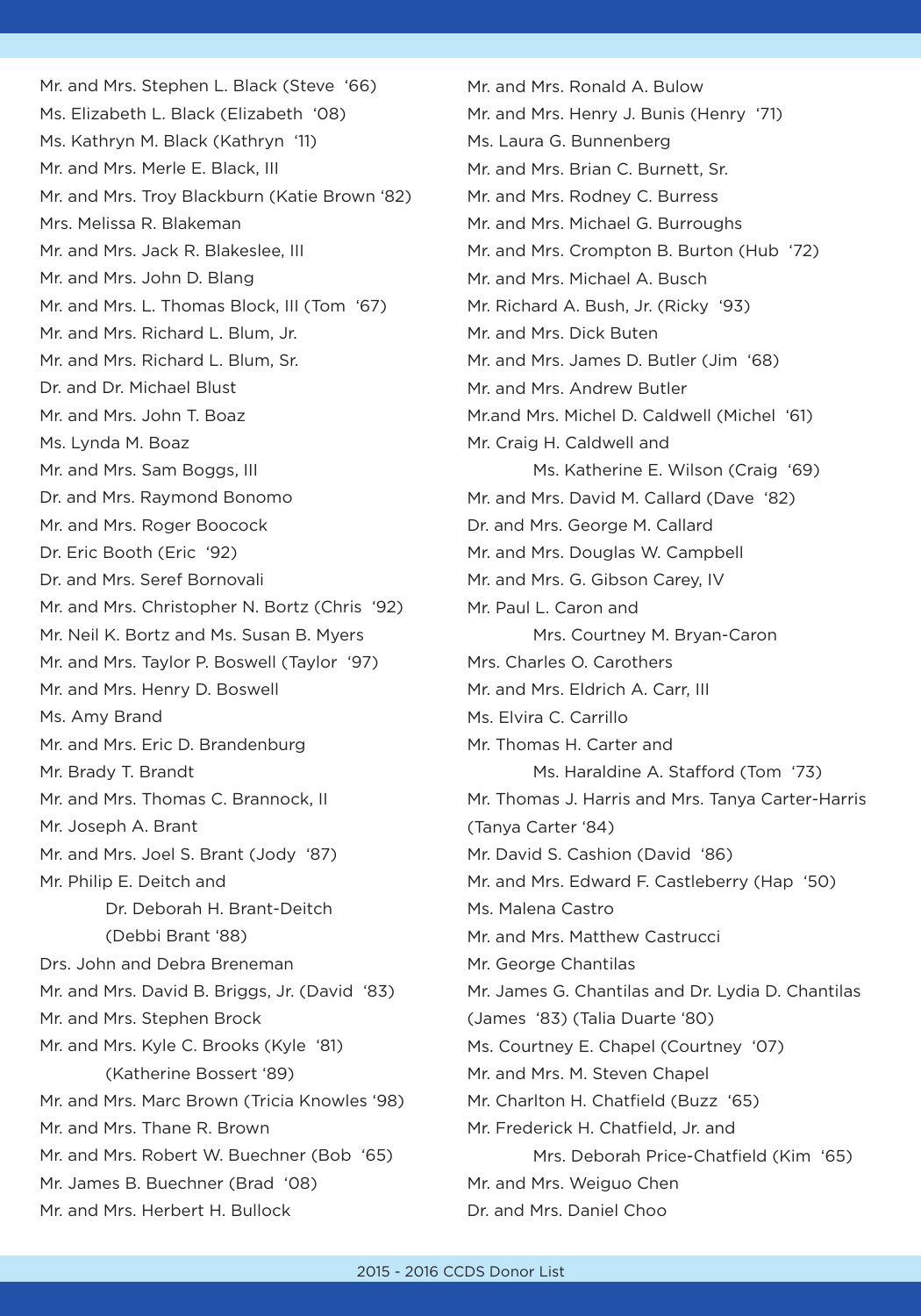Mr. and Mrs. Stephen L. Black (Steve '66)
Ms. Elizabeth L. Black (Elizabeth '08)
Ms. Kathryn M. Black (Kathryn '11)
Mr. and Mrs. Merle E. Black, III
Mr. and Mrs. Troy Blackburn (Katie Brown '82)
Mrs. Melissa R. Blakeman
Mr. and Mrs. Jack R. Blakeslee, III
Mr. and Mrs. John D. Blang
Mr. and Mrs. L. Thomas Block, III (Tom '67)
Mr. and Mrs. Richard L. Blum, Jr.
Mr. and Mrs. Richard L. Blum, Sr.
Dr. and Dr. Michael Blust
Mr. and Mrs. John T. Boaz
Ms. Lynda M. Boaz
Mr. and Mrs. Sam Boggs, III
Dr. and Mrs. Raymond Bonomo
Mr. and Mrs. Roger Boocock
Dr. Eric Booth (Eric '92)
Dr. and Mrs. Seref Bornovali
Mr. and Mrs. Christopher N. Bortz (Chris '92)
Mr. Neil K. Bortz and Ms. Susan B. Myers
Mr. and Mrs. Taylor P. Boswell (Taylor '97)
Mr. and Mrs. Henry D. Boswell
Ms. Amy Brand
Mr. and Mrs. Eric D. Brandenburg
Mr. Brady T. Brandt
Mr. and Mrs. Thomas C. Brannock, II
Mr. Joseph A. Brant
Mr. and Mrs. Joel S. Brant (Jody '87)
Mr. Philip E. Deitch and
Dr. Deborah H. Brant-Deitch
(Debbi Brant '88)
Drs. John and Debra Breneman
Mr. and Mrs. David B. Briggs, Jr. (David '83)
Mr. and Mrs. Stephen Brock
Mr. and Mrs. Kyle C. Brooks (Kyle '81)
(Katherine Bossert '89)
Mr. and Mrs. Marc Brown (Tricia Knowles '98)
Mr. and Mrs. Thane R. Brown
Mr. and Mrs. Robert W. Buechner (Bob '65)
Mr. James B. Buechner (Brad '08)
Mr. and Mrs. Herbert H. Bullock
Mr. and Mrs. Ronald A. Bulow
Mr. and Mrs. Henry J. Bunis (Henry '71)
Ms. Laura G. Bunnenberg
Mr. and Mrs. Brian C. Burnett, Sr.
Mr. and Mrs. Rodney C. Burress
Mr. and Mrs. Michael G. Burroughs
Mr. and Mrs. Crompton B. Burton (Hub '72)
Mr. and Mrs. Michael A. Busch
Mr. Richard A. Bush, Jr. (Ricky '93)
Mr. and Mrs. Dick Buten
Mr. and Mrs. James D. Butler (Jim '68)
Mr. and Mrs. Andrew Butler
Mr.and Mrs. Michel D. Caldwell (Michel '61)
Mr. Craig H. Caldwell and
Ms. Katherine E. Wilson (Craig '69)
Mr. and Mrs. David M. Callard (Dave '82)
Dr. and Mrs. George M. Callard
Mr. and Mrs. Douglas W. Campbell
Mr. and Mrs. G. Gibson Carey, IV
Mr. Paul L. Caron and
Mrs. Courtney M. Bryan-Caron
Mrs. Charles O. Carothers
Mr. and Mrs. Eldrich A. Carr, III
Ms. Elvira C. Carrillo
Mr. Thomas H. Carter and
Ms. Haraldine A. Stafford (Tom '73)
Mr. Thomas J. Harris and Mrs. Tanya Carter-Harris
(Tanya Carter '84)
Mr. David S. Cashion (David '86)
Mr. and Mrs. Edward F. Castleberry (Hap '50)
Ms. Malena Castro
Mr. and Mrs. Matthew Castrucci
Mr. George Chantilas
Mr. James G. Chantilas and Dr. Lydia D. Chantilas
(James '83) (Talia Duarte '80)
Ms. Courtney E. Chapel (Courtney '07)
Mr. and Mrs. M. Steven Chapel
Mr. Charlton H. Chatfield (Buzz '65)
Mr. Frederick H. Chatfield, Jr. and
Mrs. Deborah Price-Chatfield (Kim '65)
Mr. and Mrs. Weiguo Chen
Dr. and Mrs. Daniel Choo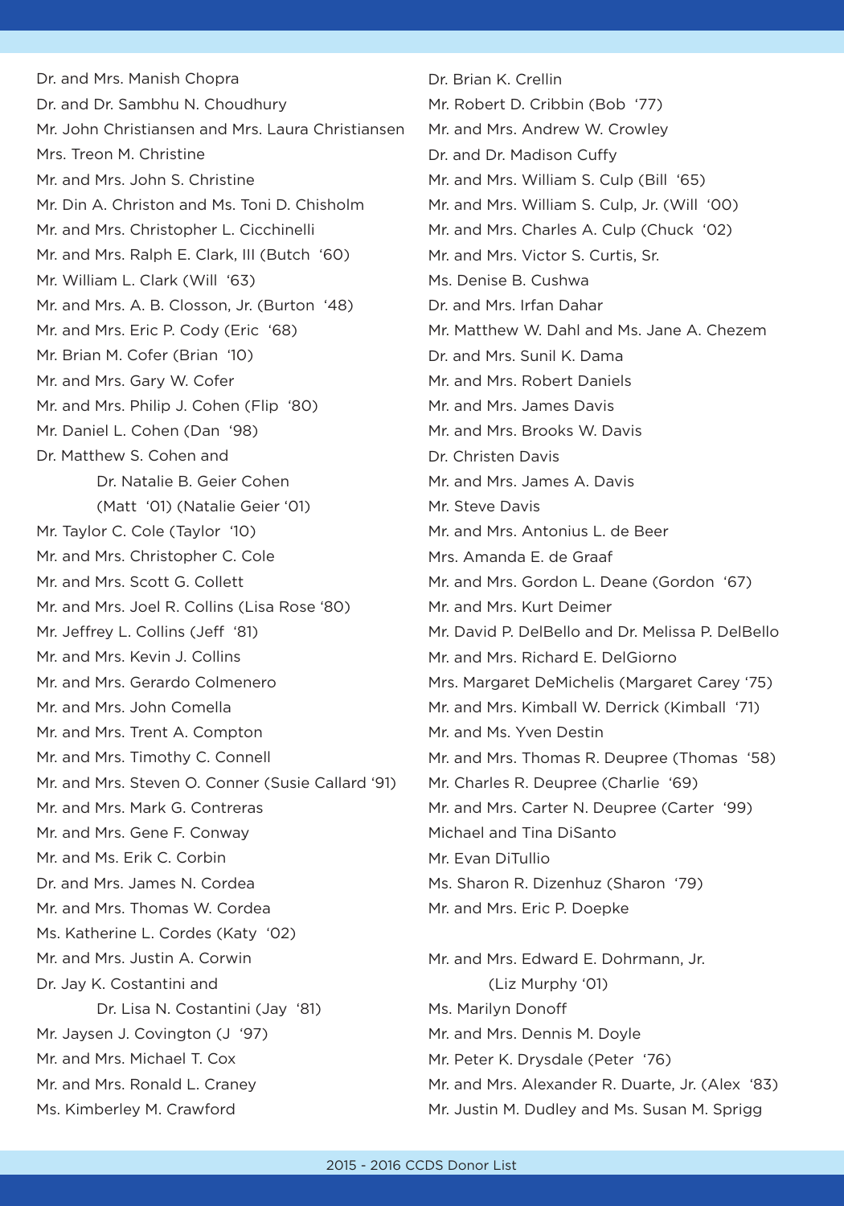Dr. and Mrs. Manish Chopra
Dr. and Dr. Sambhu N. Choudhury
Mr. John Christiansen and Mrs. Laura Christiansen
Mrs. Treon M. Christine
Mr. and Mrs. John S. Christine
Mr. Din A. Christon and Ms. Toni D. Chisholm
Mr. and Mrs. Christopher L. Cicchinelli
Mr. and Mrs. Ralph E. Clark, III (Butch '60)
Mr. William L. Clark (Will '63)
Mr. and Mrs. A. B. Closson, Jr. (Burton '48)
Mr. and Mrs. Eric P. Cody (Eric '68)
Mr. Brian M. Cofer (Brian '10)
Mr. and Mrs. Gary W. Cofer
Mr. and Mrs. Philip J. Cohen (Flip '80)
Mr. Daniel L. Cohen (Dan '98)
Dr. Matthew S. Cohen and
    Dr. Natalie B. Geier Cohen
    (Matt '01) (Natalie Geier '01)
Mr. Taylor C. Cole (Taylor '10)
Mr. and Mrs. Christopher C. Cole
Mr. and Mrs. Scott G. Collett
Mr. and Mrs. Joel R. Collins (Lisa Rose '80)
Mr. Jeffrey L. Collins (Jeff '81)
Mr. and Mrs. Kevin J. Collins
Mr. and Mrs. Gerardo Colmenero
Mr. and Mrs. John Comella
Mr. and Mrs. Trent A. Compton
Mr. and Mrs. Timothy C. Connell
Mr. and Mrs. Steven O. Conner (Susie Callard '91)
Mr. and Mrs. Mark G. Contreras
Mr. and Mrs. Gene F. Conway
Mr. and Ms. Erik C. Corbin
Dr. and Mrs. James N. Cordea
Mr. and Mrs. Thomas W. Cordea
Ms. Katherine L. Cordes (Katy '02)
Mr. and Mrs. Justin A. Corwin
Dr. Jay K. Costantini and
    Dr. Lisa N. Costantini (Jay '81)
Mr. Jaysen J. Covington (J '97)
Mr. and Mrs. Michael T. Cox
Mr. and Mrs. Ronald L. Craney
Ms. Kimberley M. Crawford
Dr. Brian K. Crellin
Mr. Robert D. Cribbin (Bob '77)
Mr. and Mrs. Andrew W. Crowley
Dr. and Dr. Madison Cuffy
Mr. and Mrs. William S. Culp (Bill '65)
Mr. and Mrs. William S. Culp, Jr. (Will '00)
Mr. and Mrs. Charles A. Culp (Chuck '02)
Mr. and Mrs. Victor S. Curtis, Sr.
Ms. Denise B. Cushwa
Dr. and Mrs. Irfan Dahar
Mr. Matthew W. Dahl and Ms. Jane A. Chezem
Dr. and Mrs. Sunil K. Dama
Mr. and Mrs. Robert Daniels
Mr. and Mrs. James Davis
Mr. and Mrs. Brooks W. Davis
Dr. Christen Davis
Mr. and Mrs. James A. Davis
Mr. Steve Davis
Mr. and Mrs. Antonius L. de Beer
Mrs. Amanda E. de Graaf
Mr. and Mrs. Gordon L. Deane (Gordon '67)
Mr. and Mrs. Kurt Deimer
Mr. David P. DelBello and Dr. Melissa P. DelBello
Mr. and Mrs. Richard E. DelGiorno
Mrs. Margaret DeMichelis (Margaret Carey '75)
Mr. and Mrs. Kimball W. Derrick (Kimball '71)
Mr. and Ms. Yven Destin
Mr. and Mrs. Thomas R. Deupree (Thomas '58)
Mr. Charles R. Deupree (Charlie '69)
Mr. and Mrs. Carter N. Deupree (Carter '99)
Michael and Tina DiSanto
Mr. Evan DiTullio
Ms. Sharon R. Dizenhuz (Sharon '79)
Mr. and Mrs. Eric P. Doepke

Mr. and Mrs. Edward E. Dohrmann, Jr.
    (Liz Murphy '01)
Ms. Marilyn Donoff
Mr. and Mrs. Dennis M. Doyle
Mr. Peter K. Drysdale (Peter '76)
Mr. and Mrs. Alexander R. Duarte, Jr. (Alex '83)
Mr. Justin M. Dudley and Ms. Susan M. Sprigg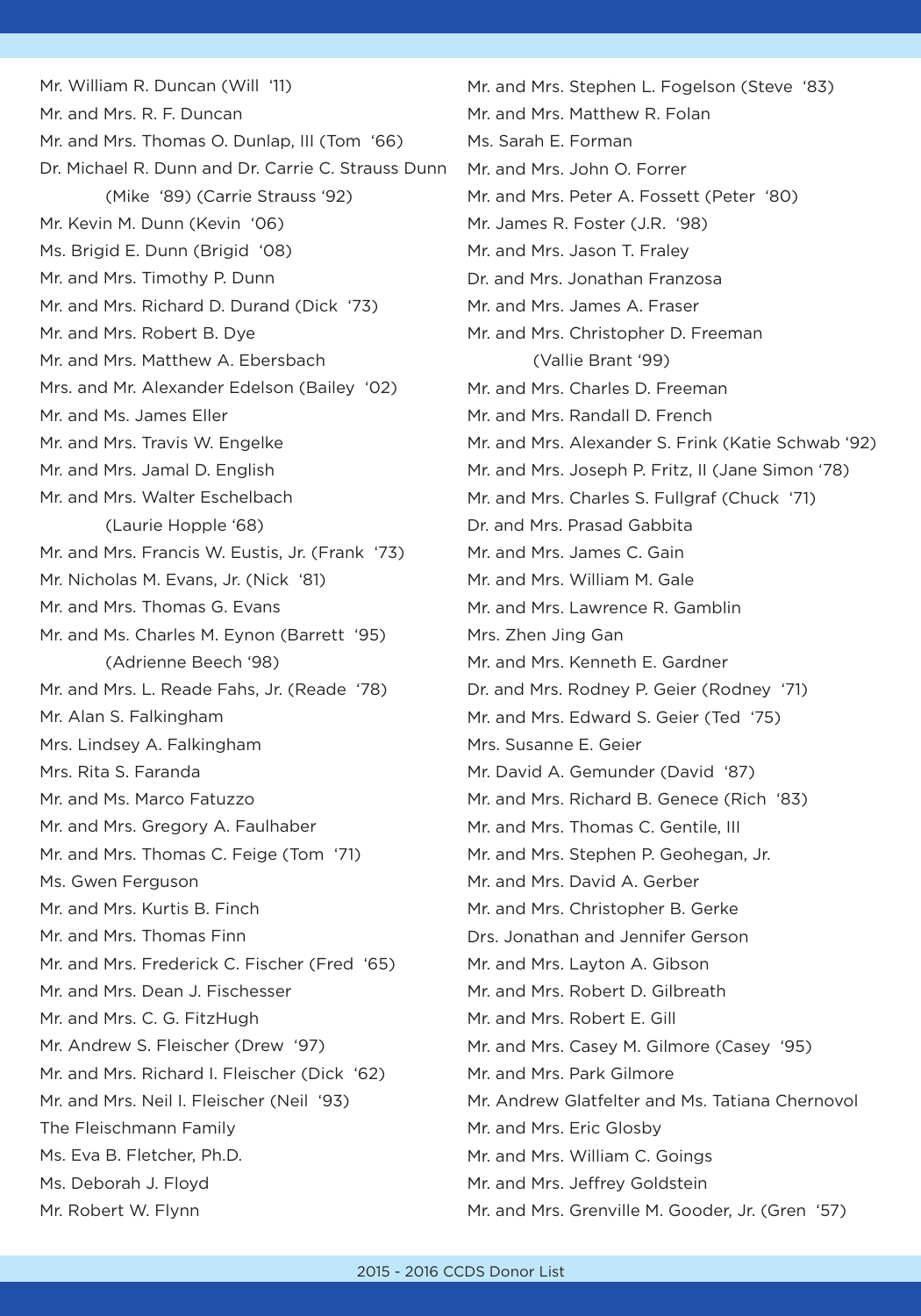Mr. William R. Duncan (Will '11)
Mr. and Mrs. R. F. Duncan
Mr. and Mrs. Thomas O. Dunlap, III (Tom '66)
Dr. Michael R. Dunn and Dr. Carrie C. Strauss Dunn (Mike '89) (Carrie Strauss '92)
Mr. Kevin M. Dunn (Kevin '06)
Ms. Brigid E. Dunn (Brigid '08)
Mr. and Mrs. Timothy P. Dunn
Mr. and Mrs. Richard D. Durand (Dick '73)
Mr. and Mrs. Robert B. Dye
Mr. and Mrs. Matthew A. Ebersbach
Mrs. and Mr. Alexander Edelson (Bailey '02)
Mr. and Ms. James Eller
Mr. and Mrs. Travis W. Engelke
Mr. and Mrs. Jamal D. English
Mr. and Mrs. Walter Eschelbach (Laurie Hopple '68)
Mr. and Mrs. Francis W. Eustis, Jr. (Frank '73)
Mr. Nicholas M. Evans, Jr. (Nick '81)
Mr. and Mrs. Thomas G. Evans
Mr. and Ms. Charles M. Eynon (Barrett '95) (Adrienne Beech '98)
Mr. and Mrs. L. Reade Fahs, Jr. (Reade '78)
Mr. Alan S. Falkingham
Mrs. Lindsey A. Falkingham
Mrs. Rita S. Faranda
Mr. and Ms. Marco Fatuzzo
Mr. and Mrs. Gregory A. Faulhaber
Mr. and Mrs. Thomas C. Feige (Tom '71)
Ms. Gwen Ferguson
Mr. and Mrs. Kurtis B. Finch
Mr. and Mrs. Thomas Finn
Mr. and Mrs. Frederick C. Fischer (Fred '65)
Mr. and Mrs. Dean J. Fischesser
Mr. and Mrs. C. G. FitzHugh
Mr. Andrew S. Fleischer (Drew '97)
Mr. and Mrs. Richard I. Fleischer (Dick '62)
Mr. and Mrs. Neil I. Fleischer (Neil '93)
The Fleischmann Family
Ms. Eva B. Fletcher, Ph.D.
Ms. Deborah J. Floyd
Mr. Robert W. Flynn
Mr. and Mrs. Stephen L. Fogelson (Steve '83)
Mr. and Mrs. Matthew R. Folan
Ms. Sarah E. Forman
Mr. and Mrs. John O. Forrer
Mr. and Mrs. Peter A. Fossett (Peter '80)
Mr. James R. Foster (J.R. '98)
Mr. and Mrs. Jason T. Fraley
Dr. and Mrs. Jonathan Franzosa
Mr. and Mrs. James A. Fraser
Mr. and Mrs. Christopher D. Freeman (Vallie Brant '99)
Mr. and Mrs. Charles D. Freeman
Mr. and Mrs. Randall D. French
Mr. and Mrs. Alexander S. Frink (Katie Schwab '92)
Mr. and Mrs. Joseph P. Fritz, II (Jane Simon '78)
Mr. and Mrs. Charles S. Fullgraf (Chuck '71)
Dr. and Mrs. Prasad Gabbita
Mr. and Mrs. James C. Gain
Mr. and Mrs. William M. Gale
Mr. and Mrs. Lawrence R. Gamblin
Mrs. Zhen Jing Gan
Mr. and Mrs. Kenneth E. Gardner
Dr. and Mrs. Rodney P. Geier (Rodney '71)
Mr. and Mrs. Edward S. Geier (Ted '75)
Mrs. Susanne E. Geier
Mr. David A. Gemunder (David '87)
Mr. and Mrs. Richard B. Genece (Rich '83)
Mr. and Mrs. Thomas C. Gentile, III
Mr. and Mrs. Stephen P. Geohegan, Jr.
Mr. and Mrs. David A. Gerber
Mr. and Mrs. Christopher B. Gerke
Drs. Jonathan and Jennifer Gerson
Mr. and Mrs. Layton A. Gibson
Mr. and Mrs. Robert D. Gilbreath
Mr. and Mrs. Robert E. Gill
Mr. and Mrs. Casey M. Gilmore (Casey '95)
Mr. and Mrs. Park Gilmore
Mr. Andrew Glatfelter and Ms. Tatiana Chernovol
Mr. and Mrs. Eric Glosby
Mr. and Mrs. William C. Goings
Mr. and Mrs. Jeffrey Goldstein
Mr. and Mrs. Grenville M. Gooder, Jr. (Gren '57)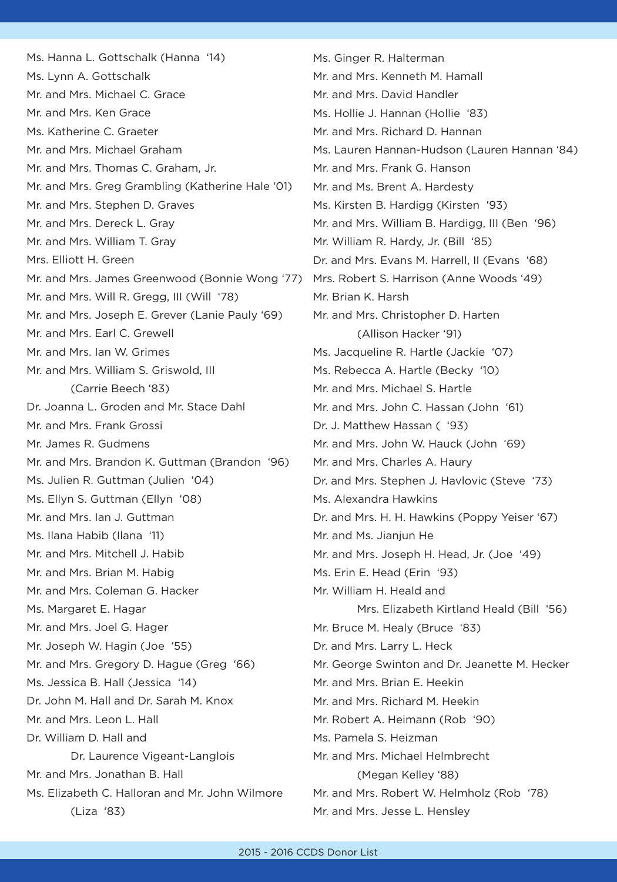Ms. Hanna L. Gottschalk (Hanna '14)
Ms. Lynn A. Gottschalk
Mr. and Mrs. Michael C. Grace
Mr. and Mrs. Ken Grace
Ms. Katherine C. Graeter
Mr. and Mrs. Michael Graham
Mr. and Mrs. Thomas C. Graham, Jr.
Mr. and Mrs. Greg Grambling (Katherine Hale '01)
Mr. and Mrs. Stephen D. Graves
Mr. and Mrs. Dereck L. Gray
Mr. and Mrs. William T. Gray
Mrs. Elliott H. Green
Mr. and Mrs. James Greenwood (Bonnie Wong '77)
Mr. and Mrs. Will R. Gregg, III (Will '78)
Mr. and Mrs. Joseph E. Grever (Lanie Pauly '69)
Mr. and Mrs. Earl C. Grewell
Mr. and Mrs. Ian W. Grimes
Mr. and Mrs. William S. Griswold, III
(Carrie Beech '83)
Dr. Joanna L. Groden and Mr. Stace Dahl
Mr. and Mrs. Frank Grossi
Mr. James R. Gudmens
Mr. and Mrs. Brandon K. Guttman (Brandon '96)
Ms. Julien R. Guttman (Julien '04)
Ms. Ellyn S. Guttman (Ellyn '08)
Mr. and Mrs. Ian J. Guttman
Ms. Ilana Habib (Ilana '11)
Mr. and Mrs. Mitchell J. Habib
Mr. and Mrs. Brian M. Habig
Mr. and Mrs. Coleman G. Hacker
Ms. Margaret E. Hagar
Mr. and Mrs. Joel G. Hager
Mr. Joseph W. Hagin (Joe '55)
Mr. and Mrs. Gregory D. Hague (Greg '66)
Ms. Jessica B. Hall (Jessica '14)
Dr. John M. Hall and Dr. Sarah M. Knox
Mr. and Mrs. Leon L. Hall
Dr. William D. Hall and
Dr. Laurence Vigeant-Langlois
Mr. and Mrs. Jonathan B. Hall
Ms. Elizabeth C. Halloran and Mr. John Wilmore
(Liza '83)
Ms. Ginger R. Halterman
Mr. and Mrs. Kenneth M. Hamall
Mr. and Mrs. David Handler
Ms. Hollie J. Hannan (Hollie '83)
Mr. and Mrs. Richard D. Hannan
Ms. Lauren Hannan-Hudson (Lauren Hannan '84)
Mr. and Mrs. Frank G. Hanson
Mr. and Ms. Brent A. Hardesty
Ms. Kirsten B. Hardigg (Kirsten '93)
Mr. and Mrs. William B. Hardigg, III (Ben '96)
Mr. William R. Hardy, Jr. (Bill '85)
Dr. and Mrs. Evans M. Harrell, II (Evans '68)
Mrs. Robert S. Harrison (Anne Woods '49)
Mr. Brian K. Harsh
Mr. and Mrs. Christopher D. Harten
(Allison Hacker '91)
Ms. Jacqueline R. Hartle (Jackie '07)
Ms. Rebecca A. Hartle (Becky '10)
Mr. and Mrs. Michael S. Hartle
Mr. and Mrs. John C. Hassan (John '61)
Dr. J. Matthew Hassan ( '93)
Mr. and Mrs. John W. Hauck (John '69)
Mr. and Mrs. Charles A. Haury
Dr. and Mrs. Stephen J. Havlovic (Steve '73)
Ms. Alexandra Hawkins
Dr. and Mrs. H. H. Hawkins (Poppy Yeiser '67)
Mr. and Ms. Jianjun He
Mr. and Mrs. Joseph H. Head, Jr. (Joe '49)
Ms. Erin E. Head (Erin '93)
Mr. William H. Heald and
Mrs. Elizabeth Kirtland Heald (Bill '56)
Mr. Bruce M. Healy (Bruce '83)
Dr. and Mrs. Larry L. Heck
Mr. George Swinton and Dr. Jeanette M. Hecker
Mr. and Mrs. Brian E. Heekin
Mr. and Mrs. Richard M. Heekin
Mr. Robert A. Heimann (Rob '90)
Ms. Pamela S. Heizman
Mr. and Mrs. Michael Helmbrecht
(Megan Kelley '88)
Mr. and Mrs. Robert W. Helmholz (Rob '78)
Mr. and Mrs. Jesse L. Hensley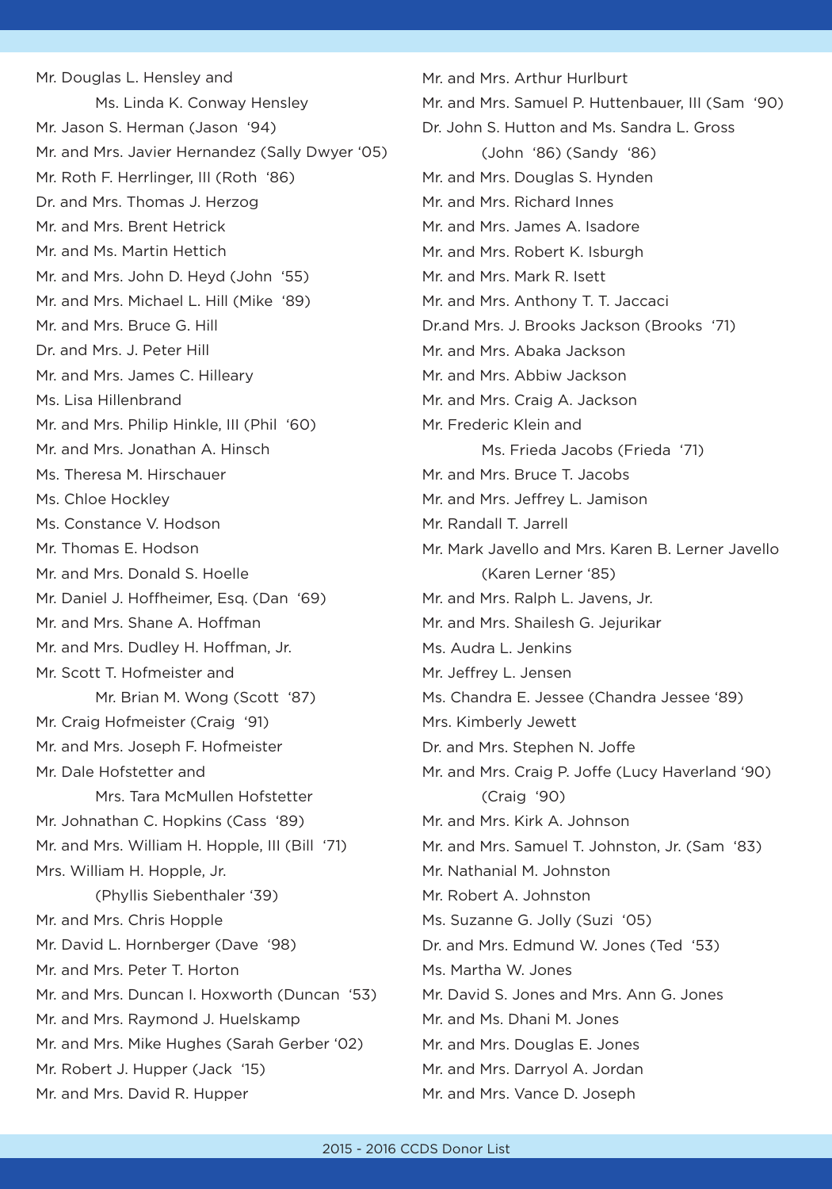Mr. Douglas L. Hensley and
Ms. Linda K. Conway Hensley
Mr. Jason S. Herman (Jason '94)
Mr. and Mrs. Javier Hernandez (Sally Dwyer '05)
Mr. Roth F. Herrlinger, III (Roth '86)
Dr. and Mrs. Thomas J. Herzog
Mr. and Mrs. Brent Hetrick
Mr. and Ms. Martin Hettich
Mr. and Mrs. John D. Heyd (John '55)
Mr. and Mrs. Michael L. Hill (Mike '89)
Mr. and Mrs. Bruce G. Hill
Dr. and Mrs. J. Peter Hill
Mr. and Mrs. James C. Hilleary
Ms. Lisa Hillenbrand
Mr. and Mrs. Philip Hinkle, III (Phil '60)
Mr. and Mrs. Jonathan A. Hinsch
Ms. Theresa M. Hirschauer
Ms. Chloe Hockley
Ms. Constance V. Hodson
Mr. Thomas E. Hodson
Mr. and Mrs. Donald S. Hoelle
Mr. Daniel J. Hoffheimer, Esq. (Dan '69)
Mr. and Mrs. Shane A. Hoffman
Mr. and Mrs. Dudley H. Hoffman, Jr.
Mr. Scott T. Hofmeister and
Mr. Brian M. Wong (Scott '87)
Mr. Craig Hofmeister (Craig '91)
Mr. and Mrs. Joseph F. Hofmeister
Mr. Dale Hofstetter and
Mrs. Tara McMullen Hofstetter
Mr. Johnathan C. Hopkins (Cass '89)
Mr. and Mrs. William H. Hopple, III (Bill '71)
Mrs. William H. Hopple, Jr.
(Phyllis Siebenthaler '39)
Mr. and Mrs. Chris Hopple
Mr. David L. Hornberger (Dave '98)
Mr. and Mrs. Peter T. Horton
Mr. and Mrs. Duncan I. Hoxworth (Duncan '53)
Mr. and Mrs. Raymond J. Huelskamp
Mr. and Mrs. Mike Hughes (Sarah Gerber '02)
Mr. Robert J. Hupper (Jack '15)
Mr. and Mrs. David R. Hupper
Mr. and Mrs. Arthur Hurlburt
Mr. and Mrs. Samuel P. Huttenbauer, III (Sam '90)
Dr. John S. Hutton and Ms. Sandra L. Gross
(John '86) (Sandy '86)
Mr. and Mrs. Douglas S. Hynden
Mr. and Mrs. Richard Innes
Mr. and Mrs. James A. Isadore
Mr. and Mrs. Robert K. Isburgh
Mr. and Mrs. Mark R. Isett
Mr. and Mrs. Anthony T. T. Jaccaci
Dr.and Mrs. J. Brooks Jackson (Brooks '71)
Mr. and Mrs. Abaka Jackson
Mr. and Mrs. Abbiw Jackson
Mr. and Mrs. Craig A. Jackson
Mr. Frederic Klein and
Ms. Frieda Jacobs (Frieda '71)
Mr. and Mrs. Bruce T. Jacobs
Mr. and Mrs. Jeffrey L. Jamison
Mr. Randall T. Jarrell
Mr. Mark Javello and Mrs. Karen B. Lerner Javello
(Karen Lerner '85)
Mr. and Mrs. Ralph L. Javens, Jr.
Mr. and Mrs. Shailesh G. Jejurikar
Ms. Audra L. Jenkins
Mr. Jeffrey L. Jensen
Ms. Chandra E. Jessee (Chandra Jessee '89)
Mrs. Kimberly Jewett
Dr. and Mrs. Stephen N. Joffe
Mr. and Mrs. Craig P. Joffe (Lucy Haverland '90)
(Craig '90)
Mr. and Mrs. Kirk A. Johnson
Mr. and Mrs. Samuel T. Johnston, Jr. (Sam '83)
Mr. Nathanial M. Johnston
Mr. Robert A. Johnston
Ms. Suzanne G. Jolly (Suzi '05)
Dr. and Mrs. Edmund W. Jones (Ted '53)
Ms. Martha W. Jones
Mr. David S. Jones and Mrs. Ann G. Jones
Mr. and Ms. Dhani M. Jones
Mr. and Mrs. Douglas E. Jones
Mr. and Mrs. Darryol A. Jordan
Mr. and Mrs. Vance D. Joseph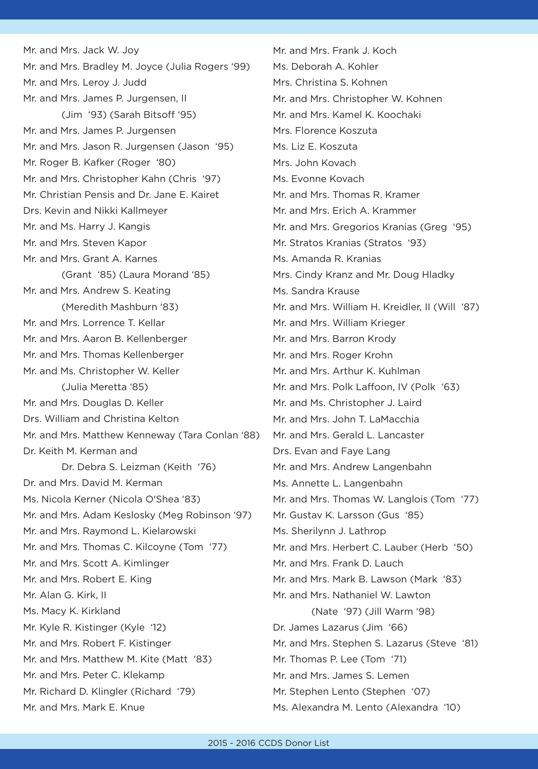Mr. and Mrs. Jack W. Joy
Mr. and Mrs. Bradley M. Joyce (Julia Rogers '99)
Mr. and Mrs. Leroy J. Judd
Mr. and Mrs. James P. Jurgensen, II
(Jim '93) (Sarah Bitsoff '95)
Mr. and Mrs. James P. Jurgensen
Mr. and Mrs. Jason R. Jurgensen (Jason '95)
Mr. Roger B. Kafker (Roger '80)
Mr. and Mrs. Christopher Kahn (Chris '97)
Mr. Christian Pensis and Dr. Jane E. Kairet
Drs. Kevin and Nikki Kallmeyer
Mr. and Ms. Harry J. Kangis
Mr. and Mrs. Steven Kapor
Mr. and Mrs. Grant A. Karnes
(Grant '85) (Laura Morand '85)
Mr. and Mrs. Andrew S. Keating
(Meredith Mashburn '83)
Mr. and Mrs. Lorrence T. Kellar
Mr. and Mrs. Aaron B. Kellenberger
Mr. and Mrs. Thomas Kellenberger
Mr. and Ms. Christopher W. Keller
(Julia Meretta '85)
Mr. and Mrs. Douglas D. Keller
Drs. William and Christina Kelton
Mr. and Mrs. Matthew Kenneway (Tara Conlan '88)
Dr. Keith M. Kerman and
Dr. Debra S. Leizman (Keith '76)
Dr. and Mrs. David M. Kerman
Ms. Nicola Kerner (Nicola O'Shea '83)
Mr. and Mrs. Adam Keslosky (Meg Robinson '97)
Mr. and Mrs. Raymond L. Kielarowski
Mr. and Mrs. Thomas C. Kilcoyne (Tom '77)
Mr. and Mrs. Scott A. Kimlinger
Mr. and Mrs. Robert E. King
Mr. Alan G. Kirk, II
Ms. Macy K. Kirkland
Mr. Kyle R. Kistinger (Kyle '12)
Mr. and Mrs. Robert F. Kistinger
Mr. and Mrs. Matthew M. Kite (Matt '83)
Mr. and Mrs. Peter C. Klekamp
Mr. Richard D. Klingler (Richard '79)
Mr. and Mrs. Mark E. Knue
Mr. and Mrs. Frank J. Koch
Ms. Deborah A. Kohler
Mrs. Christina S. Kohnen
Mr. and Mrs. Christopher W. Kohnen
Mr. and Mrs. Kamel K. Koochaki
Mrs. Florence Koszuta
Ms. Liz E. Koszuta
Mrs. John Kovach
Ms. Evonne Kovach
Mr. and Mrs. Thomas R. Kramer
Mr. and Mrs. Erich A. Krammer
Mr. and Mrs. Gregorios Kranias (Greg '95)
Mr. Stratos Kranias (Stratos '93)
Ms. Amanda R. Kranias
Mrs. Cindy Kranz and Mr. Doug Hladky
Ms. Sandra Krause
Mr. and Mrs. William H. Kreidler, II (Will '87)
Mr. and Mrs. William Krieger
Mr. and Mrs. Barron Krody
Mr. and Mrs. Roger Krohn
Mr. and Mrs. Arthur K. Kuhlman
Mr. and Mrs. Polk Laffoon, IV (Polk '63)
Mr. and Ms. Christopher J. Laird
Mr. and Mrs. John T. LaMacchia
Mr. and Mrs. Gerald L. Lancaster
Drs. Evan and Faye Lang
Mr. and Mrs. Andrew Langenbahn
Ms. Annette L. Langenbahn
Mr. and Mrs. Thomas W. Langlois (Tom '77)
Mr. Gustav K. Larsson (Gus '85)
Ms. Sherilynn J. Lathrop
Mr. and Mrs. Herbert C. Lauber (Herb '50)
Mr. and Mrs. Frank D. Lauch
Mr. and Mrs. Mark B. Lawson (Mark '83)
Mr. and Mrs. Nathaniel W. Lawton
(Nate '97) (Jill Warm '98)
Dr. James Lazarus (Jim '66)
Mr. and Mrs. Stephen S. Lazarus (Steve '81)
Mr. Thomas P. Lee (Tom '71)
Mr. and Mrs. James S. Lemen
Mr. Stephen Lento (Stephen '07)
Ms. Alexandra M. Lento (Alexandra '10)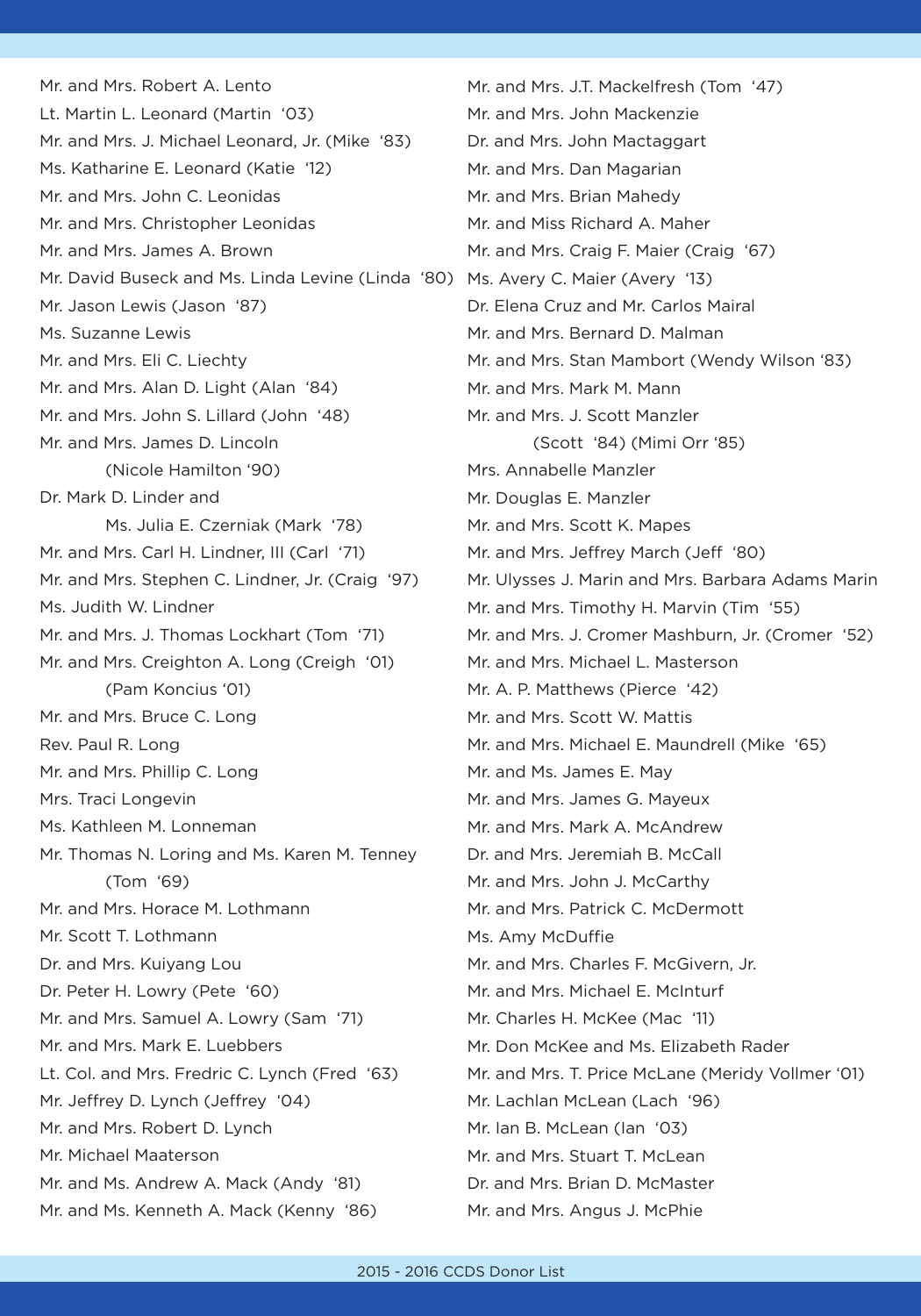Mr. and Mrs. Robert A. Lento
Lt. Martin L. Leonard (Martin '03)
Mr. and Mrs. J. Michael Leonard, Jr. (Mike '83)
Ms. Katharine E. Leonard (Katie '12)
Mr. and Mrs. John C. Leonidas
Mr. and Mrs. Christopher Leonidas
Mr. and Mrs. James A. Brown
Mr. David Buseck and Ms. Linda Levine (Linda '80)
Mr. Jason Lewis (Jason '87)
Ms. Suzanne Lewis
Mr. and Mrs. Eli C. Liechty
Mr. and Mrs. Alan D. Light (Alan '84)
Mr. and Mrs. John S. Lillard (John '48)
Mr. and Mrs. James D. Lincoln
(Nicole Hamilton '90)
Dr. Mark D. Linder and
Ms. Julia E. Czerniak (Mark '78)
Mr. and Mrs. Carl H. Lindner, III (Carl '71)
Mr. and Mrs. Stephen C. Lindner, Jr. (Craig '97)
Ms. Judith W. Lindner
Mr. and Mrs. J. Thomas Lockhart (Tom '71)
Mr. and Mrs. Creighton A. Long (Creigh '01)
(Pam Koncius '01)
Mr. and Mrs. Bruce C. Long
Rev. Paul R. Long
Mr. and Mrs. Phillip C. Long
Mrs. Traci Longevin
Ms. Kathleen M. Lonneman
Mr. Thomas N. Loring and Ms. Karen M. Tenney
(Tom '69)
Mr. and Mrs. Horace M. Lothmann
Mr. Scott T. Lothmann
Dr. and Mrs. Kuiyang Lou
Dr. Peter H. Lowry (Pete '60)
Mr. and Mrs. Samuel A. Lowry (Sam '71)
Mr. and Mrs. Mark E. Luebbers
Lt. Col. and Mrs. Fredric C. Lynch (Fred '63)
Mr. Jeffrey D. Lynch (Jeffrey '04)
Mr. and Mrs. Robert D. Lynch
Mr. Michael Maaterson
Mr. and Ms. Andrew A. Mack (Andy '81)
Mr. and Ms. Kenneth A. Mack (Kenny '86)
Mr. and Mrs. J.T. Mackelfresh (Tom '47)
Mr. and Mrs. John Mackenzie
Dr. and Mrs. John Mactaggart
Mr. and Mrs. Dan Magarian
Mr. and Mrs. Brian Mahedy
Mr. and Miss Richard A. Maher
Mr. and Mrs. Craig F. Maier (Craig '67)
Ms. Avery C. Maier (Avery '13)
Dr. Elena Cruz and Mr. Carlos Mairal
Mr. and Mrs. Bernard D. Malman
Mr. and Mrs. Stan Mambort (Wendy Wilson '83)
Mr. and Mrs. Mark M. Mann
Mr. and Mrs. J. Scott Manzler
(Scott '84) (Mimi Orr '85)
Mrs. Annabelle Manzler
Mr. Douglas E. Manzler
Mr. and Mrs. Scott K. Mapes
Mr. and Mrs. Jeffrey March (Jeff '80)
Mr. Ulysses J. Marin and Mrs. Barbara Adams Marin
Mr. and Mrs. Timothy H. Marvin (Tim '55)
Mr. and Mrs. J. Cromer Mashburn, Jr. (Cromer '52)
Mr. and Mrs. Michael L. Masterson
Mr. A. P. Matthews (Pierce '42)
Mr. and Mrs. Scott W. Mattis
Mr. and Mrs. Michael E. Maundrell (Mike '65)
Mr. and Ms. James E. May
Mr. and Mrs. James G. Mayeux
Mr. and Mrs. Mark A. McAndrew
Dr. and Mrs. Jeremiah B. McCall
Mr. and Mrs. John J. McCarthy
Mr. and Mrs. Patrick C. McDermott
Ms. Amy McDuffie
Mr. and Mrs. Charles F. McGivern, Jr.
Mr. and Mrs. Michael E. McInturf
Mr. Charles H. McKee (Mac '11)
Mr. Don McKee and Ms. Elizabeth Rader
Mr. and Mrs. T. Price McLane (Meridy Vollmer '01)
Mr. Lachlan McLean (Lach '96)
Mr. Ian B. McLean (Ian '03)
Mr. and Mrs. Stuart T. McLean
Dr. and Mrs. Brian D. McMaster
Mr. and Mrs. Angus J. McPhie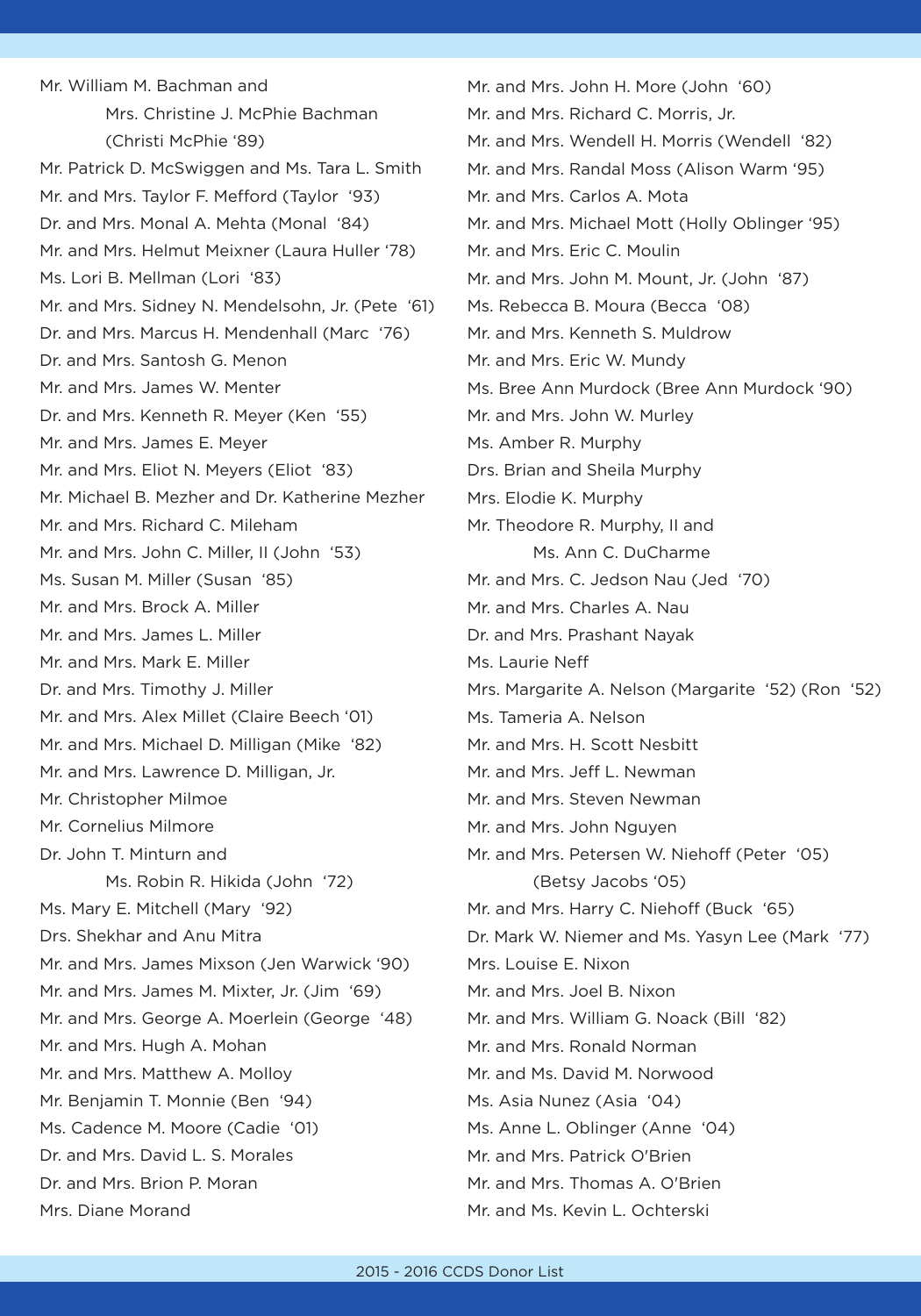Mr. William M. Bachman and
Mrs. Christine J. McPhie Bachman
(Christi McPhie '89)
Mr. Patrick D. McSwiggen and Ms. Tara L. Smith
Mr. and Mrs. Taylor F. Mefford (Taylor '93)
Dr. and Mrs. Monal A. Mehta (Monal '84)
Mr. and Mrs. Helmut Meixner (Laura Huller '78)
Ms. Lori B. Mellman (Lori '83)
Mr. and Mrs. Sidney N. Mendelsohn, Jr. (Pete '61)
Dr. and Mrs. Marcus H. Mendenhall (Marc '76)
Dr. and Mrs. Santosh G. Menon
Mr. and Mrs. James W. Menter
Dr. and Mrs. Kenneth R. Meyer (Ken '55)
Mr. and Mrs. James E. Meyer
Mr. and Mrs. Eliot N. Meyers (Eliot '83)
Mr. Michael B. Mezher and Dr. Katherine Mezher
Mr. and Mrs. Richard C. Mileham
Mr. and Mrs. John C. Miller, II (John '53)
Ms. Susan M. Miller (Susan '85)
Mr. and Mrs. Brock A. Miller
Mr. and Mrs. James L. Miller
Mr. and Mrs. Mark E. Miller
Dr. and Mrs. Timothy J. Miller
Mr. and Mrs. Alex Millet (Claire Beech '01)
Mr. and Mrs. Michael D. Milligan (Mike '82)
Mr. and Mrs. Lawrence D. Milligan, Jr.
Mr. Christopher Milmoe
Mr. Cornelius Milmore
Dr. John T. Minturn and
Ms. Robin R. Hikida (John '72)
Ms. Mary E. Mitchell (Mary '92)
Drs. Shekhar and Anu Mitra
Mr. and Mrs. James Mixson (Jen Warwick '90)
Mr. and Mrs. James M. Mixter, Jr. (Jim '69)
Mr. and Mrs. George A. Moerlein (George '48)
Mr. and Mrs. Hugh A. Mohan
Mr. and Mrs. Matthew A. Molloy
Mr. Benjamin T. Monnie (Ben '94)
Ms. Cadence M. Moore (Cadie '01)
Dr. and Mrs. David L. S. Morales
Dr. and Mrs. Brion P. Moran
Mrs. Diane Morand
Mr. and Mrs. John H. More (John '60)
Mr. and Mrs. Richard C. Morris, Jr.
Mr. and Mrs. Wendell H. Morris (Wendell '82)
Mr. and Mrs. Randal Moss (Alison Warm '95)
Mr. and Mrs. Carlos A. Mota
Mr. and Mrs. Michael Mott (Holly Oblinger '95)
Mr. and Mrs. Eric C. Moulin
Mr. and Mrs. John M. Mount, Jr. (John '87)
Ms. Rebecca B. Moura (Becca '08)
Mr. and Mrs. Kenneth S. Muldrow
Mr. and Mrs. Eric W. Mundy
Ms. Bree Ann Murdock (Bree Ann Murdock '90)
Mr. and Mrs. John W. Murley
Ms. Amber R. Murphy
Drs. Brian and Sheila Murphy
Mrs. Elodie K. Murphy
Mr. Theodore R. Murphy, II and
Ms. Ann C. DuCharme
Mr. and Mrs. C. Jedson Nau (Jed '70)
Mr. and Mrs. Charles A. Nau
Dr. and Mrs. Prashant Nayak
Ms. Laurie Neff
Mrs. Margarite A. Nelson (Margarite '52) (Ron '52)
Ms. Tameria A. Nelson
Mr. and Mrs. H. Scott Nesbitt
Mr. and Mrs. Jeff L. Newman
Mr. and Mrs. Steven Newman
Mr. and Mrs. John Nguyen
Mr. and Mrs. Petersen W. Niehoff (Peter '05)
(Betsy Jacobs '05)
Mr. and Mrs. Harry C. Niehoff (Buck '65)
Dr. Mark W. Niemer and Ms. Yasyn Lee (Mark '77)
Mrs. Louise E. Nixon
Mr. and Mrs. Joel B. Nixon
Mr. and Mrs. William G. Noack (Bill '82)
Mr. and Mrs. Ronald Norman
Mr. and Ms. David M. Norwood
Ms. Asia Nunez (Asia '04)
Ms. Anne L. Oblinger (Anne '04)
Mr. and Mrs. Patrick O'Brien
Mr. and Mrs. Thomas A. O'Brien
Mr. and Ms. Kevin L. Ochterski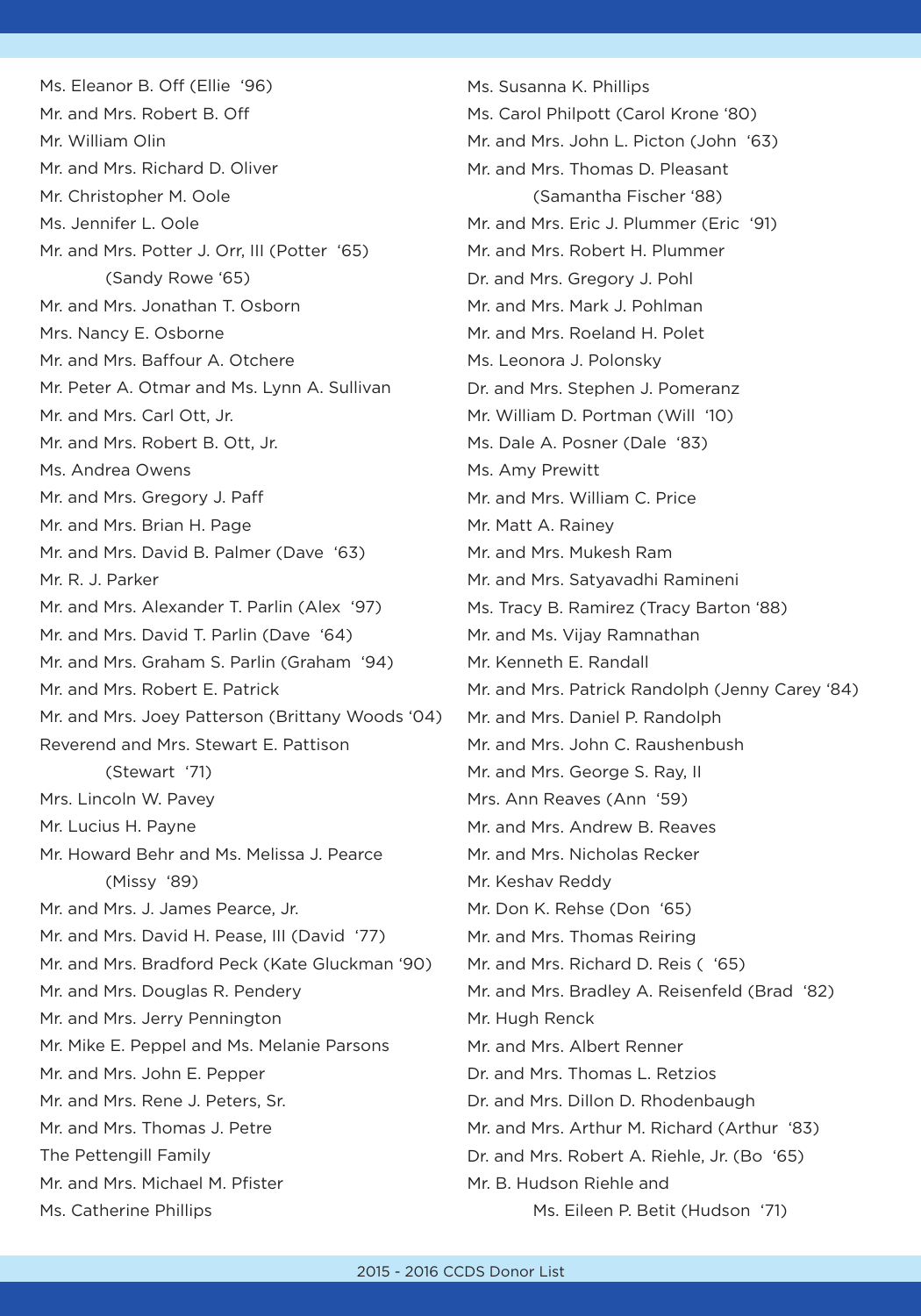Ms. Eleanor B. Off (Ellie '96)
Mr. and Mrs. Robert B. Off
Mr. William Olin
Mr. and Mrs. Richard D. Oliver
Mr. Christopher M. Oole
Ms. Jennifer L. Oole
Mr. and Mrs. Potter J. Orr, III (Potter '65)
(Sandy Rowe '65)
Mr. and Mrs. Jonathan T. Osborn
Mrs. Nancy E. Osborne
Mr. and Mrs. Baffour A. Otchere
Mr. Peter A. Otmar and Ms. Lynn A. Sullivan
Mr. and Mrs. Carl Ott, Jr.
Mr. and Mrs. Robert B. Ott, Jr.
Ms. Andrea Owens
Mr. and Mrs. Gregory J. Paff
Mr. and Mrs. Brian H. Page
Mr. and Mrs. David B. Palmer (Dave '63)
Mr. R. J. Parker
Mr. and Mrs. Alexander T. Parlin (Alex '97)
Mr. and Mrs. David T. Parlin (Dave '64)
Mr. and Mrs. Graham S. Parlin (Graham '94)
Mr. and Mrs. Robert E. Patrick
Mr. and Mrs. Joey Patterson (Brittany Woods '04)
Reverend and Mrs. Stewart E. Pattison
(Stewart '71)
Mrs. Lincoln W. Pavey
Mr. Lucius H. Payne
Mr. Howard Behr and Ms. Melissa J. Pearce
(Missy '89)
Mr. and Mrs. J. James Pearce, Jr.
Mr. and Mrs. David H. Pease, III (David '77)
Mr. and Mrs. Bradford Peck (Kate Gluckman '90)
Mr. and Mrs. Douglas R. Pendery
Mr. and Mrs. Jerry Pennington
Mr. Mike E. Peppel and Ms. Melanie Parsons
Mr. and Mrs. John E. Pepper
Mr. and Mrs. Rene J. Peters, Sr.
Mr. and Mrs. Thomas J. Petre
The Pettengill Family
Mr. and Mrs. Michael M. Pfister
Ms. Catherine Phillips
Ms. Susanna K. Phillips
Ms. Carol Philpott (Carol Krone '80)
Mr. and Mrs. John L. Picton (John '63)
Mr. and Mrs. Thomas D. Pleasant
(Samantha Fischer '88)
Mr. and Mrs. Eric J. Plummer (Eric '91)
Mr. and Mrs. Robert H. Plummer
Dr. and Mrs. Gregory J. Pohl
Mr. and Mrs. Mark J. Pohlman
Mr. and Mrs. Roeland H. Polet
Ms. Leonora J. Polonsky
Dr. and Mrs. Stephen J. Pomeranz
Mr. William D. Portman (Will '10)
Ms. Dale A. Posner (Dale '83)
Ms. Amy Prewitt
Mr. and Mrs. William C. Price
Mr. Matt A. Rainey
Mr. and Mrs. Mukesh Ram
Mr. and Mrs. Satyavadhi Ramineni
Ms. Tracy B. Ramirez (Tracy Barton '88)
Mr. and Ms. Vijay Ramnathan
Mr. Kenneth E. Randall
Mr. and Mrs. Patrick Randolph (Jenny Carey '84)
Mr. and Mrs. Daniel P. Randolph
Mr. and Mrs. John C. Raushenbush
Mr. and Mrs. George S. Ray, II
Mrs. Ann Reaves (Ann '59)
Mr. and Mrs. Andrew B. Reaves
Mr. and Mrs. Nicholas Recker
Mr. Keshav Reddy
Mr. Don K. Rehse (Don '65)
Mr. and Mrs. Thomas Reiring
Mr. and Mrs. Richard D. Reis ( '65)
Mr. and Mrs. Bradley A. Reisenfeld (Brad '82)
Mr. Hugh Renck
Mr. and Mrs. Albert Renner
Dr. and Mrs. Thomas L. Retzios
Dr. and Mrs. Dillon D. Rhodenbaugh
Mr. and Mrs. Arthur M. Richard (Arthur '83)
Dr. and Mrs. Robert A. Riehle, Jr. (Bo '65)
Mr. B. Hudson Riehle and
Ms. Eileen P. Betit (Hudson '71)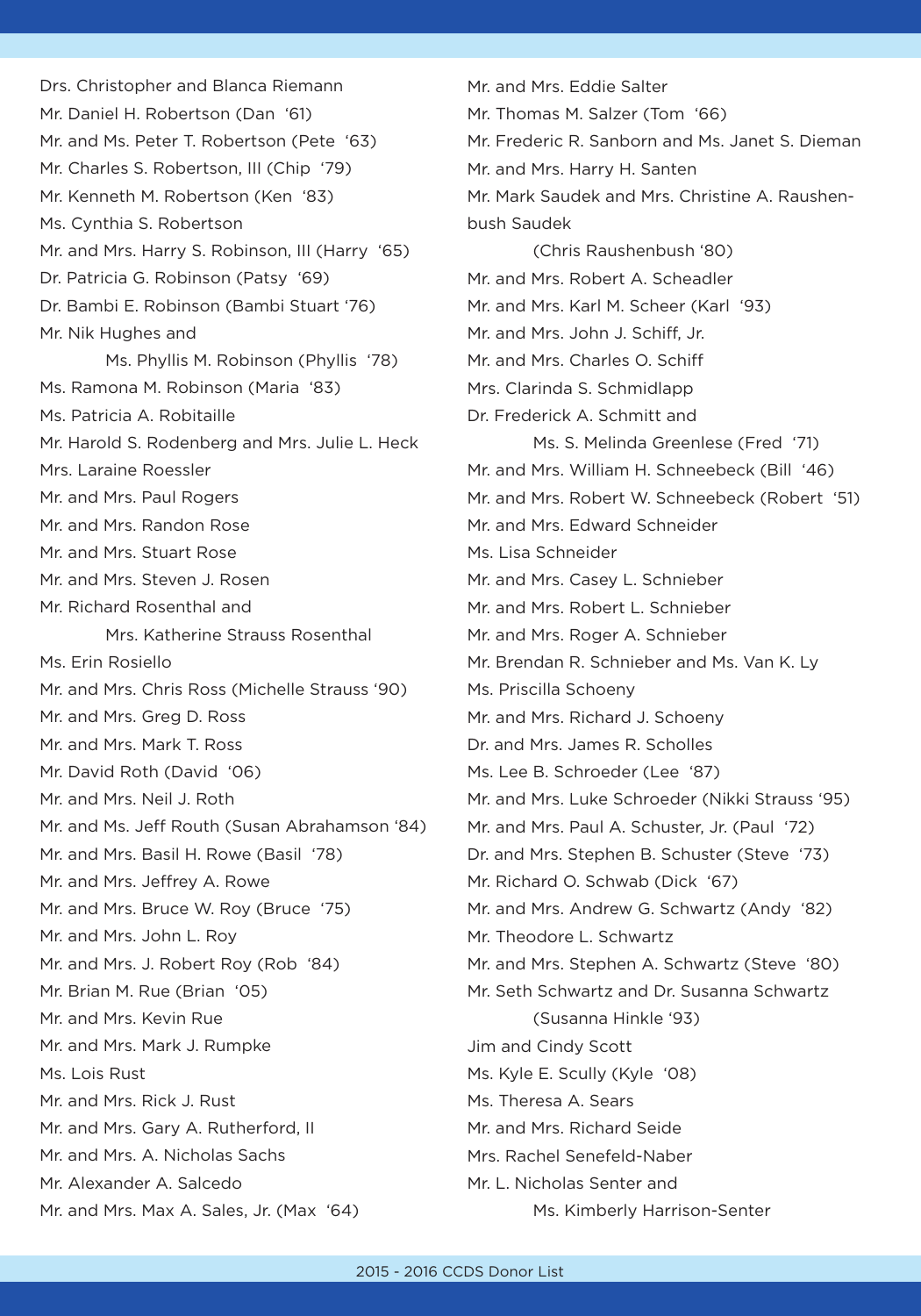Drs. Christopher and Blanca Riemann
Mr. Daniel H. Robertson (Dan '61)
Mr. and Ms. Peter T. Robertson (Pete '63)
Mr. Charles S. Robertson, III (Chip '79)
Mr. Kenneth M. Robertson (Ken '83)
Ms. Cynthia S. Robertson
Mr. and Mrs. Harry S. Robinson, III (Harry '65)
Dr. Patricia G. Robinson (Patsy '69)
Dr. Bambi E. Robinson (Bambi Stuart '76)
Mr. Nik Hughes and
Ms. Phyllis M. Robinson (Phyllis '78)
Ms. Ramona M. Robinson (Maria '83)
Ms. Patricia A. Robitaille
Mr. Harold S. Rodenberg and Mrs. Julie L. Heck
Mrs. Laraine Roessler
Mr. and Mrs. Paul Rogers
Mr. and Mrs. Randon Rose
Mr. and Mrs. Stuart Rose
Mr. and Mrs. Steven J. Rosen
Mr. Richard Rosenthal and
Mrs. Katherine Strauss Rosenthal
Ms. Erin Rosiello
Mr. and Mrs. Chris Ross (Michelle Strauss '90)
Mr. and Mrs. Greg D. Ross
Mr. and Mrs. Mark T. Ross
Mr. David Roth (David '06)
Mr. and Mrs. Neil J. Roth
Mr. and Ms. Jeff Routh (Susan Abrahamson '84)
Mr. and Mrs. Basil H. Rowe (Basil '78)
Mr. and Mrs. Jeffrey A. Rowe
Mr. and Mrs. Bruce W. Roy (Bruce '75)
Mr. and Mrs. John L. Roy
Mr. and Mrs. J. Robert Roy (Rob '84)
Mr. Brian M. Rue (Brian '05)
Mr. and Mrs. Kevin Rue
Mr. and Mrs. Mark J. Rumpke
Ms. Lois Rust
Mr. and Mrs. Rick J. Rust
Mr. and Mrs. Gary A. Rutherford, II
Mr. and Mrs. A. Nicholas Sachs
Mr. Alexander A. Salcedo
Mr. and Mrs. Max A. Sales, Jr. (Max '64)
Mr. and Mrs. Eddie Salter
Mr. Thomas M. Salzer (Tom '66)
Mr. Frederic R. Sanborn and Ms. Janet S. Dieman
Mr. and Mrs. Harry H. Santen
Mr. Mark Saudek and Mrs. Christine A. Raushenbush Saudek
(Chris Raushenbush '80)
Mr. and Mrs. Robert A. Scheadler
Mr. and Mrs. Karl M. Scheer (Karl '93)
Mr. and Mrs. John J. Schiff, Jr.
Mr. and Mrs. Charles O. Schiff
Mrs. Clarinda S. Schmidlapp
Dr. Frederick A. Schmitt and
Ms. S. Melinda Greenlese (Fred '71)
Mr. and Mrs. William H. Schneebeck (Bill '46)
Mr. and Mrs. Robert W. Schneebeck (Robert '51)
Mr. and Mrs. Edward Schneider
Ms. Lisa Schneider
Mr. and Mrs. Casey L. Schnieber
Mr. and Mrs. Robert L. Schnieber
Mr. and Mrs. Roger A. Schnieber
Mr. Brendan R. Schnieber and Ms. Van K. Ly
Ms. Priscilla Schoeny
Mr. and Mrs. Richard J. Schoeny
Dr. and Mrs. James R. Scholles
Ms. Lee B. Schroeder (Lee '87)
Mr. and Mrs. Luke Schroeder (Nikki Strauss '95)
Mr. and Mrs. Paul A. Schuster, Jr. (Paul '72)
Dr. and Mrs. Stephen B. Schuster (Steve '73)
Mr. Richard O. Schwab (Dick '67)
Mr. and Mrs. Andrew G. Schwartz (Andy '82)
Mr. Theodore L. Schwartz
Mr. and Mrs. Stephen A. Schwartz (Steve '80)
Mr. Seth Schwartz and Dr. Susanna Schwartz
(Susanna Hinkle '93)
Jim and Cindy Scott
Ms. Kyle E. Scully (Kyle '08)
Ms. Theresa A. Sears
Mr. and Mrs. Richard Seide
Mrs. Rachel Senefeld-Naber
Mr. L. Nicholas Senter and
Ms. Kimberly Harrison-Senter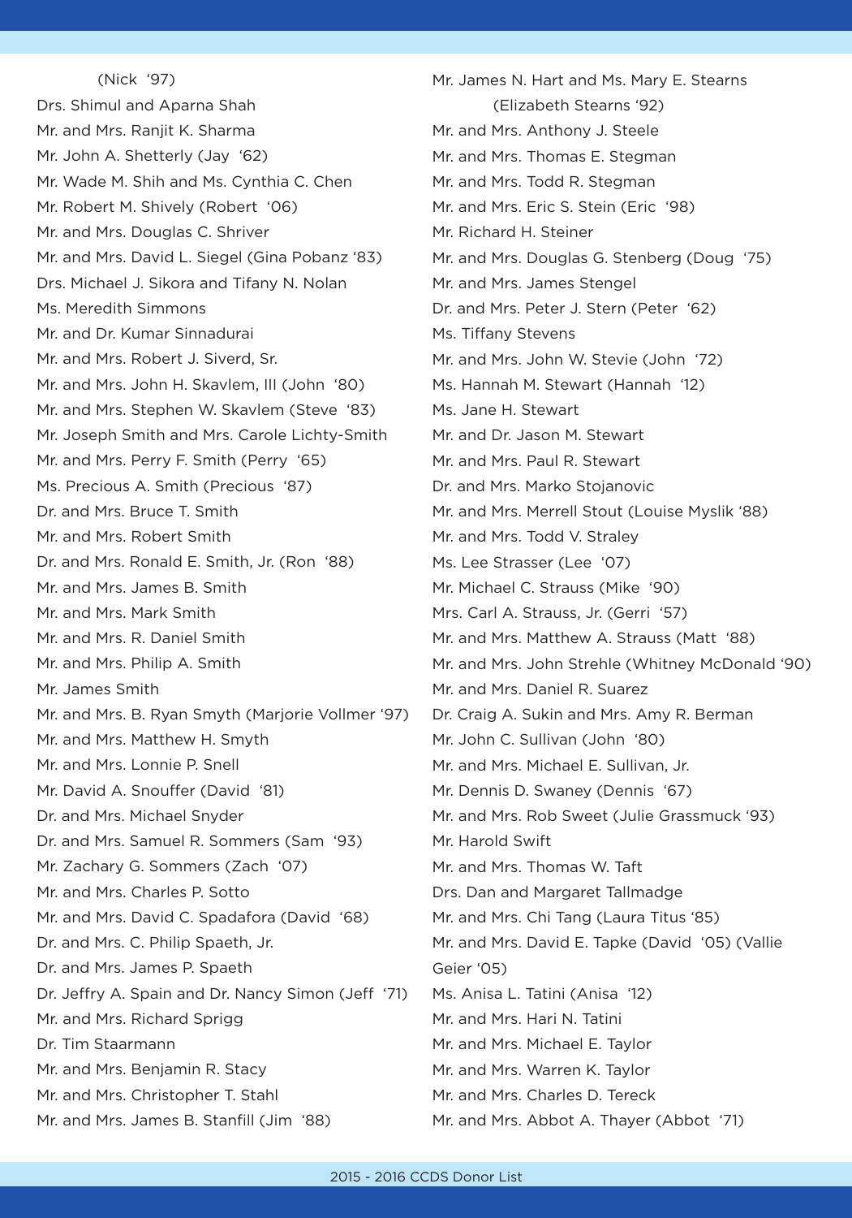(Nick '97)

Drs. Shimul and Aparna Shah

Mr. and Mrs. Ranjit K. Sharma

Mr. John A. Shetterly (Jay '62)

Mr. Wade M. Shih and Ms. Cynthia C. Chen

Mr. Robert M. Shively (Robert '06)

Mr. and Mrs. Douglas C. Shriver

Mr. and Mrs. David L. Siegel (Gina Pobanz '83)

Drs. Michael J. Sikora and Tifany N. Nolan

Ms. Meredith Simmons

Mr. and Dr. Kumar Sinnadurai

Mr. and Mrs. Robert J. Siverd, Sr.

Mr. and Mrs. John H. Skavlem, III (John '80)

Mr. and Mrs. Stephen W. Skavlem (Steve '83)

Mr. Joseph Smith and Mrs. Carole Lichty-Smith

Mr. and Mrs. Perry F. Smith (Perry '65)

Ms. Precious A. Smith (Precious '87)

Dr. and Mrs. Bruce T. Smith

Mr. and Mrs. Robert Smith

Dr. and Mrs. Ronald E. Smith, Jr. (Ron '88)

Mr. and Mrs. James B. Smith

Mr. and Mrs. Mark Smith

Mr. and Mrs. R. Daniel Smith

Mr. and Mrs. Philip A. Smith

Mr. James Smith

Mr. and Mrs. B. Ryan Smyth (Marjorie Vollmer '97)

Mr. and Mrs. Matthew H. Smyth

Mr. and Mrs. Lonnie P. Snell

Mr. David A. Snouffer (David '81)

Dr. and Mrs. Michael Snyder

Dr. and Mrs. Samuel R. Sommers (Sam '93)

Mr. Zachary G. Sommers (Zach '07)

Mr. and Mrs. Charles P. Sotto

Mr. and Mrs. David C. Spadafora (David '68)

Dr. and Mrs. C. Philip Spaeth, Jr.

Dr. and Mrs. James P. Spaeth

Dr. Jeffry A. Spain and Dr. Nancy Simon (Jeff '71)

Mr. and Mrs. Richard Sprigg

Dr. Tim Staarmann

Mr. and Mrs. Benjamin R. Stacy

Mr. and Mrs. Christopher T. Stahl

Mr. and Mrs. James B. Stanfill (Jim '88)

Mr. James N. Hart and Ms. Mary E. Stearns (Elizabeth Stearns '92)

Mr. and Mrs. Anthony J. Steele

Mr. and Mrs. Thomas E. Stegman

Mr. and Mrs. Todd R. Stegman

Mr. and Mrs. Eric S. Stein (Eric '98)

Mr. Richard H. Steiner

Mr. and Mrs. Douglas G. Stenberg (Doug '75)

Mr. and Mrs. James Stengel

Dr. and Mrs. Peter J. Stern (Peter '62)

Ms. Tiffany Stevens

Mr. and Mrs. John W. Stevie (John '72)

Ms. Hannah M. Stewart (Hannah '12)

Ms. Jane H. Stewart

Mr. and Dr. Jason M. Stewart

Mr. and Mrs. Paul R. Stewart

Dr. and Mrs. Marko Stojanovic

Mr. and Mrs. Merrell Stout (Louise Myslik '88)

Mr. and Mrs. Todd V. Straley

Ms. Lee Strasser (Lee '07)

Mr. Michael C. Strauss (Mike '90)

Mrs. Carl A. Strauss, Jr. (Gerri '57)

Mr. and Mrs. Matthew A. Strauss (Matt '88)

Mr. and Mrs. John Strehle (Whitney McDonald '90)

Mr. and Mrs. Daniel R. Suarez

Dr. Craig A. Sukin and Mrs. Amy R. Berman

Mr. John C. Sullivan (John '80)

Mr. and Mrs. Michael E. Sullivan, Jr.

Mr. Dennis D. Swaney (Dennis '67)

Mr. and Mrs. Rob Sweet (Julie Grassmuck '93)

Mr. Harold Swift

Mr. and Mrs. Thomas W. Taft

Drs. Dan and Margaret Tallmadge

Mr. and Mrs. Chi Tang (Laura Titus '85)

Mr. and Mrs. David E. Tapke (David '05) (Vallie Geier '05)

Ms. Anisa L. Tatini (Anisa '12)

Mr. and Mrs. Hari N. Tatini

Mr. and Mrs. Michael E. Taylor

Mr. and Mrs. Warren K. Taylor

Mr. and Mrs. Charles D. Tereck

Mr. and Mrs. Abbot A. Thayer (Abbot '71)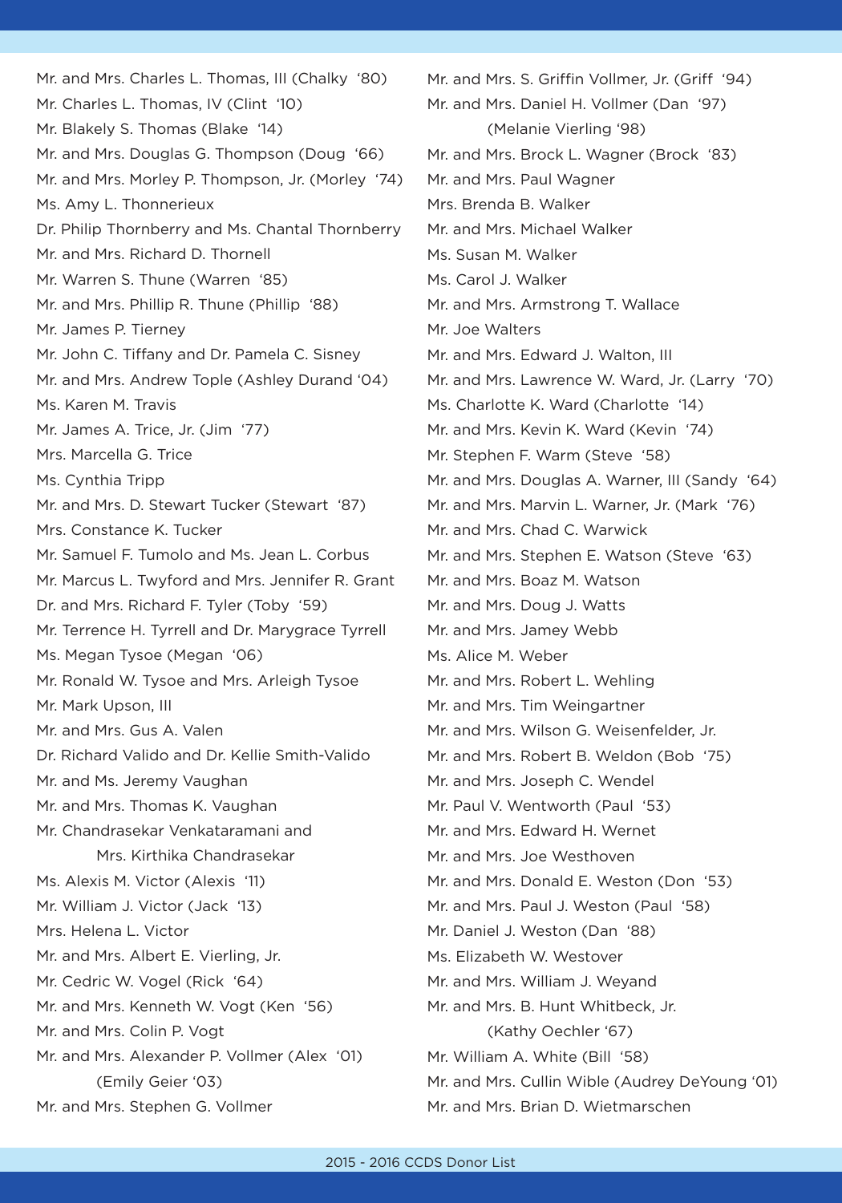Mr. and Mrs. Charles L. Thomas, III (Chalky '80)
Mr. Charles L. Thomas, IV (Clint '10)
Mr. Blakely S. Thomas (Blake '14)
Mr. and Mrs. Douglas G. Thompson (Doug '66)
Mr. and Mrs. Morley P. Thompson, Jr. (Morley '74)
Ms. Amy L. Thonnerieux
Dr. Philip Thornberry and Ms. Chantal Thornberry
Mr. and Mrs. Richard D. Thornell
Mr. Warren S. Thune (Warren '85)
Mr. and Mrs. Phillip R. Thune (Phillip '88)
Mr. James P. Tierney
Mr. John C. Tiffany and Dr. Pamela C. Sisney
Mr. and Mrs. Andrew Tople (Ashley Durand '04)
Ms. Karen M. Travis
Mr. James A. Trice, Jr. (Jim '77)
Mrs. Marcella G. Trice
Ms. Cynthia Tripp
Mr. and Mrs. D. Stewart Tucker (Stewart '87)
Mrs. Constance K. Tucker
Mr. Samuel F. Tumolo and Ms. Jean L. Corbus
Mr. Marcus L. Twyford and Mrs. Jennifer R. Grant
Dr. and Mrs. Richard F. Tyler (Toby '59)
Mr. Terrence H. Tyrrell and Dr. Marygrace Tyrrell
Ms. Megan Tysoe (Megan '06)
Mr. Ronald W. Tysoe and Mrs. Arleigh Tysoe
Mr. Mark Upson, III
Mr. and Mrs. Gus A. Valen
Dr. Richard Valido and Dr. Kellie Smith-Valido
Mr. and Ms. Jeremy Vaughan
Mr. and Mrs. Thomas K. Vaughan
Mr. Chandrasekar Venkataramani and
  Mrs. Kirthika Chandrasekar
Ms. Alexis M. Victor (Alexis '11)
Mr. William J. Victor (Jack '13)
Mrs. Helena L. Victor
Mr. and Mrs. Albert E. Vierling, Jr.
Mr. Cedric W. Vogel (Rick '64)
Mr. and Mrs. Kenneth W. Vogt (Ken '56)
Mr. and Mrs. Colin P. Vogt
Mr. and Mrs. Alexander P. Vollmer (Alex '01)
  (Emily Geier '03)
Mr. and Mrs. Stephen G. Vollmer
Mr. and Mrs. S. Griffin Vollmer, Jr. (Griff '94)
Mr. and Mrs. Daniel H. Vollmer (Dan '97)
  (Melanie Vierling '98)
Mr. and Mrs. Brock L. Wagner (Brock '83)
Mr. and Mrs. Paul Wagner
Mrs. Brenda B. Walker
Mr. and Mrs. Michael Walker
Ms. Susan M. Walker
Ms. Carol J. Walker
Mr. and Mrs. Armstrong T. Wallace
Mr. Joe Walters
Mr. and Mrs. Edward J. Walton, III
Mr. and Mrs. Lawrence W. Ward, Jr. (Larry '70)
Ms. Charlotte K. Ward (Charlotte '14)
Mr. and Mrs. Kevin K. Ward (Kevin '74)
Mr. Stephen F. Warm (Steve '58)
Mr. and Mrs. Douglas A. Warner, III (Sandy '64)
Mr. and Mrs. Marvin L. Warner, Jr. (Mark '76)
Mr. and Mrs. Chad C. Warwick
Mr. and Mrs. Stephen E. Watson (Steve '63)
Mr. and Mrs. Boaz M. Watson
Mr. and Mrs. Doug J. Watts
Mr. and Mrs. Jamey Webb
Ms. Alice M. Weber
Mr. and Mrs. Robert L. Wehling
Mr. and Mrs. Tim Weingartner
Mr. and Mrs. Wilson G. Weisenfelder, Jr.
Mr. and Mrs. Robert B. Weldon (Bob '75)
Mr. and Mrs. Joseph C. Wendel
Mr. Paul V. Wentworth (Paul '53)
Mr. and Mrs. Edward H. Wernet
Mr. and Mrs. Joe Westhoven
Mr. and Mrs. Donald E. Weston (Don '53)
Mr. and Mrs. Paul J. Weston (Paul '58)
Mr. Daniel J. Weston (Dan '88)
Ms. Elizabeth W. Westover
Mr. and Mrs. William J. Weyand
Mr. and Mrs. B. Hunt Whitbeck, Jr.
  (Kathy Oechler '67)
Mr. William A. White (Bill '58)
Mr. and Mrs. Cullin Wible (Audrey DeYoung '01)
Mr. and Mrs. Brian D. Wietmarschen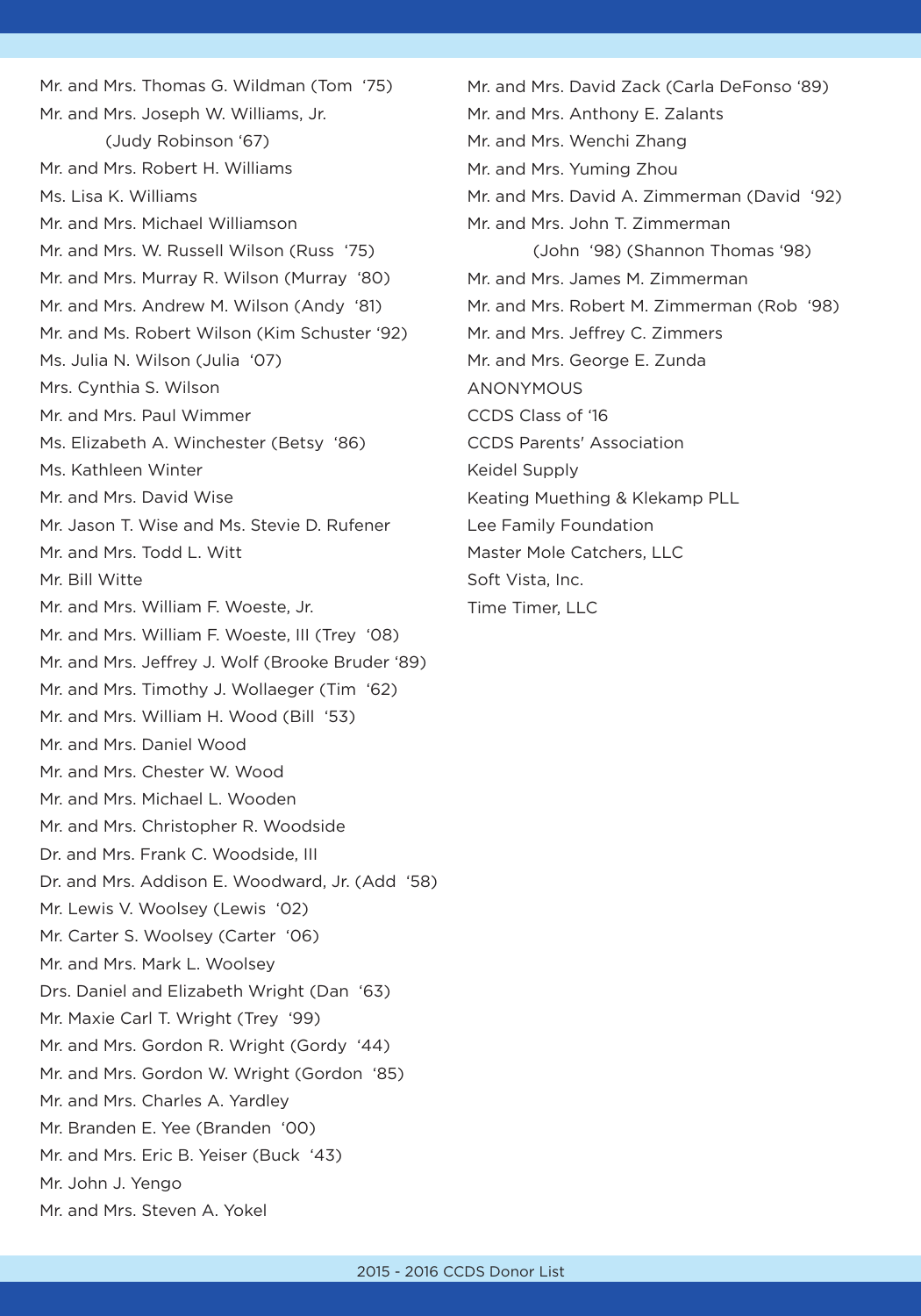Mr. and Mrs. Thomas G. Wildman (Tom '75)
Mr. and Mrs. Joseph W. Williams, Jr. (Judy Robinson '67)
Mr. and Mrs. Robert H. Williams
Ms. Lisa K. Williams
Mr. and Mrs. Michael Williamson
Mr. and Mrs. W. Russell Wilson (Russ '75)
Mr. and Mrs. Murray R. Wilson (Murray '80)
Mr. and Mrs. Andrew M. Wilson (Andy '81)
Mr. and Ms. Robert Wilson (Kim Schuster '92)
Ms. Julia N. Wilson (Julia '07)
Mrs. Cynthia S. Wilson
Mr. and Mrs. Paul Wimmer
Ms. Elizabeth A. Winchester (Betsy '86)
Ms. Kathleen Winter
Mr. and Mrs. David Wise
Mr. Jason T. Wise and Ms. Stevie D. Rufener
Mr. and Mrs. Todd L. Witt
Mr. Bill Witte
Mr. and Mrs. William F. Woeste, Jr.
Mr. and Mrs. William F. Woeste, III (Trey '08)
Mr. and Mrs. Jeffrey J. Wolf (Brooke Bruder '89)
Mr. and Mrs. Timothy J. Wollaeger (Tim '62)
Mr. and Mrs. William H. Wood (Bill '53)
Mr. and Mrs. Daniel Wood
Mr. and Mrs. Chester W. Wood
Mr. and Mrs. Michael L. Wooden
Mr. and Mrs. Christopher R. Woodside
Dr. and Mrs. Frank C. Woodside, III
Dr. and Mrs. Addison E. Woodward, Jr. (Add '58)
Mr. Lewis V. Woolsey (Lewis '02)
Mr. Carter S. Woolsey (Carter '06)
Mr. and Mrs. Mark L. Woolsey
Drs. Daniel and Elizabeth Wright (Dan '63)
Mr. Maxie Carl T. Wright (Trey '99)
Mr. and Mrs. Gordon R. Wright (Gordy '44)
Mr. and Mrs. Gordon W. Wright (Gordon '85)
Mr. and Mrs. Charles A. Yardley
Mr. Branden E. Yee (Branden '00)
Mr. and Mrs. Eric B. Yeiser (Buck '43)
Mr. John J. Yengo
Mr. and Mrs. Steven A. Yokel
Mr. and Mrs. David Zack (Carla DeFonso '89)
Mr. and Mrs. Anthony E. Zalants
Mr. and Mrs. Wenchi Zhang
Mr. and Mrs. Yuming Zhou
Mr. and Mrs. David A. Zimmerman (David '92)
Mr. and Mrs. John T. Zimmerman (John '98) (Shannon Thomas '98)
Mr. and Mrs. James M. Zimmerman
Mr. and Mrs. Robert M. Zimmerman (Rob '98)
Mr. and Mrs. Jeffrey C. Zimmers
Mr. and Mrs. George E. Zunda
ANONYMOUS
CCDS Class of '16
CCDS Parents' Association
Keidel Supply
Keating Muething & Klekamp PLL
Lee Family Foundation
Master Mole Catchers, LLC
Soft Vista, Inc.
Time Timer, LLC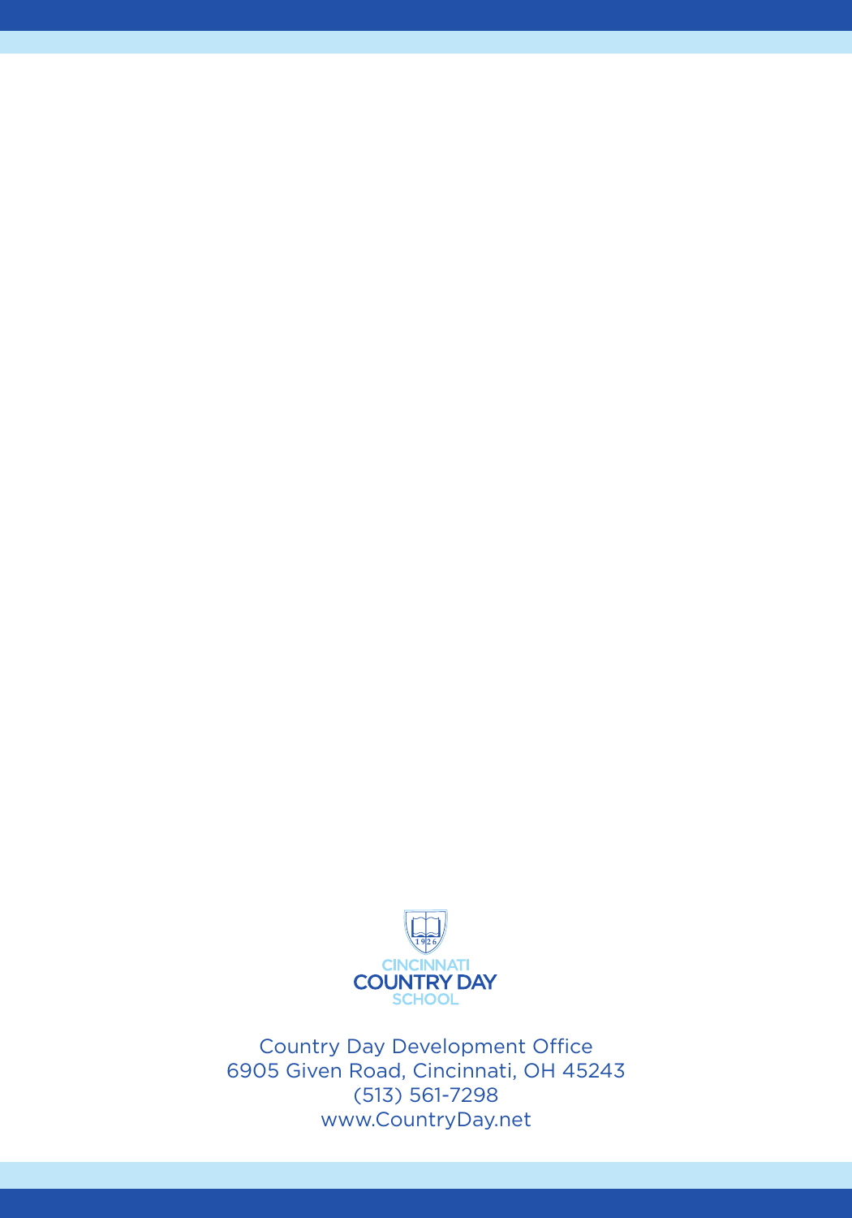CINCINNATI
COUNTRY DAY
SCHOOL

Country Day Development Office
6905 Given Road, Cincinnati, OH 45243
(513) 561-7298
www.CountryDay.net